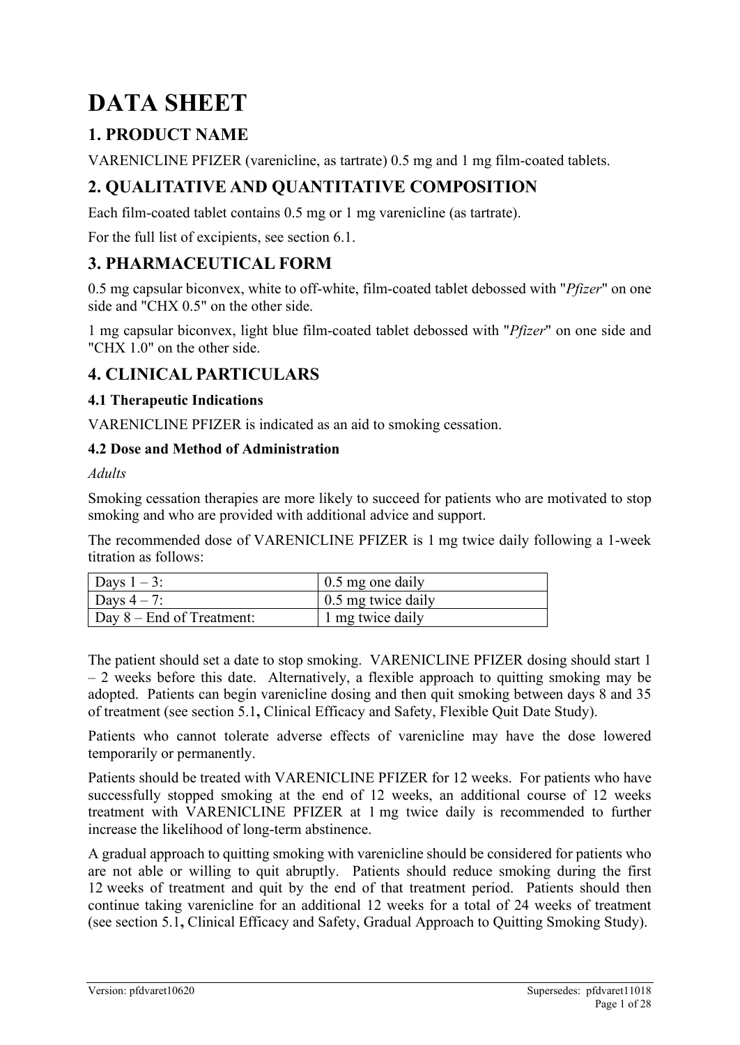# DATA SHEET

## 1. PRODUCT NAME

VARENICLINE PFIZER (varenicline, as tartrate) 0.5 mg and 1 mg film-coated tablets.

## 2. QUALITATIVE AND QUANTITATIVE COMPOSITION

Each film-coated tablet contains 0.5 mg or 1 mg varenicline (as tartrate).

For the full list of excipients, see section 6.1.

## 3. PHARMACEUTICAL FORM

0.5 mg capsular biconvex, white to off-white, film-coated tablet debossed with "*Pfizer*" on one side and "CHX 0.5" on the other side.

1 mg capsular biconvex, light blue film-coated tablet debossed with "*Pfizer*" on one side and "CHX 1.0" on the other side.

## 4. CLINICAL PARTICULARS

### 4.1 Therapeutic Indications

VARENICLINE PFIZER is indicated as an aid to smoking cessation.

### 4.2 Dose and Method of Administration

*Adults*

Smoking cessation therapies are more likely to succeed for patients who are motivated to stop smoking and who are provided with additional advice and support.

The recommended dose of VARENICLINE PFIZER is 1 mg twice daily following a 1-week titration as follows:

| Days 1 – 3: | 0.5 mg one daily |
|---|---|
| Days 4 – 7: | 0.5 mg twice daily |
| Day 8 – End of Treatment: | 1 mg twice daily |

The patient should set a date to stop smoking. VARENICLINE PFIZER dosing should start 1 – 2 weeks before this date. Alternatively, a flexible approach to quitting smoking may be adopted. Patients can begin varenicline dosing and then quit smoking between days 8 and 35 of treatment (see section 5.1**,** Clinical Efficacy and Safety, Flexible Quit Date Study).

Patients who cannot tolerate adverse effects of varenicline may have the dose lowered temporarily or permanently.

Patients should be treated with VARENICLINE PFIZER for 12 weeks. For patients who have successfully stopped smoking at the end of 12 weeks, an additional course of 12 weeks treatment with VARENICLINE PFIZER at 1 mg twice daily is recommended to further increase the likelihood of long-term abstinence.

A gradual approach to quitting smoking with varenicline should be considered for patients who are not able or willing to quit abruptly. Patients should reduce smoking during the first 12 weeks of treatment and quit by the end of that treatment period. Patients should then continue taking varenicline for an additional 12 weeks for a total of 24 weeks of treatment (see section 5.1**,** Clinical Efficacy and Safety, Gradual Approach to Quitting Smoking Study).

Version: pfdvaret10620 Supersedes: pfdvaret11018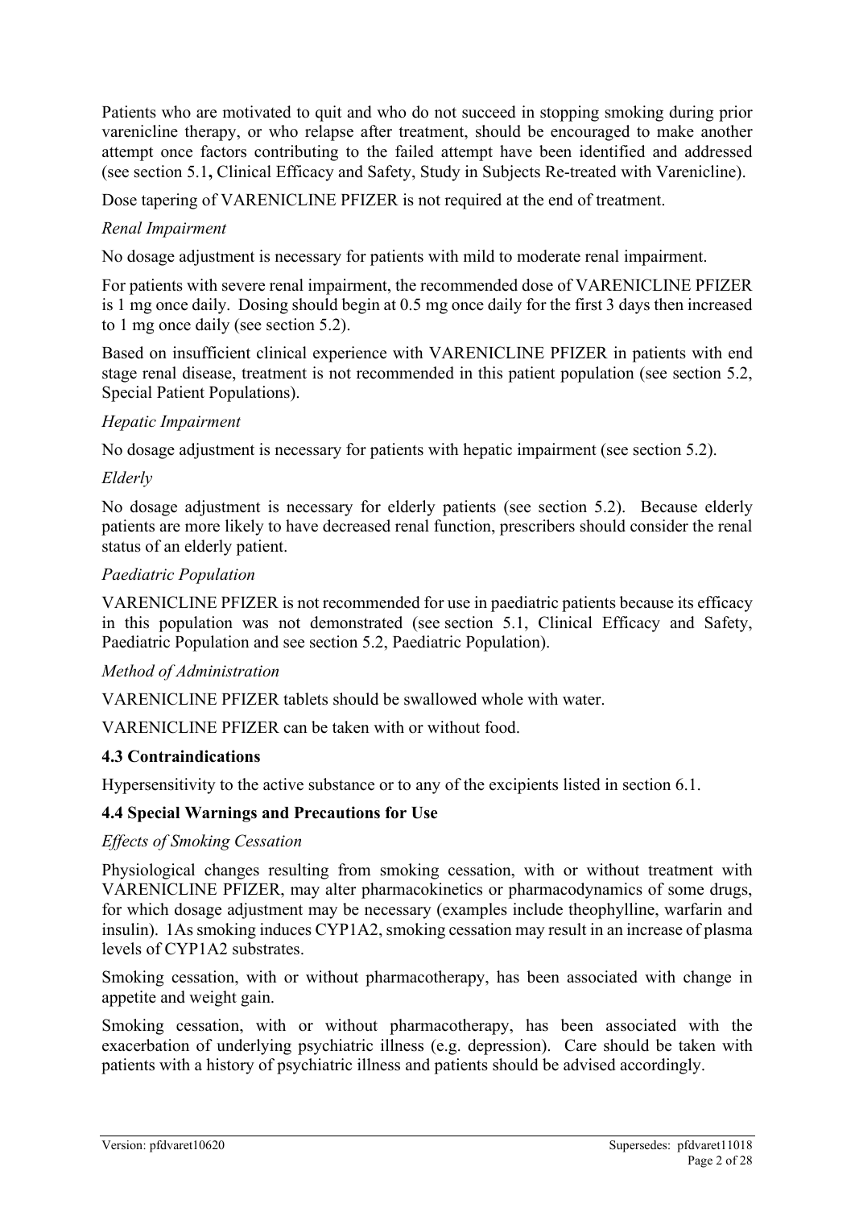Patients who are motivated to quit and who do not succeed in stopping smoking during prior varenicline therapy, or who relapse after treatment, should be encouraged to make another attempt once factors contributing to the failed attempt have been identified and addressed (see section 5.1**,** Clinical Efficacy and Safety, Study in Subjects Re-treated with Varenicline).

Dose tapering of VARENICLINE PFIZER is not required at the end of treatment.

*Renal Impairment*

No dosage adjustment is necessary for patients with mild to moderate renal impairment.

For patients with severe renal impairment, the recommended dose of VARENICLINE PFIZER is 1 mg once daily. Dosing should begin at 0.5 mg once daily for the first 3 days then increased to 1 mg once daily (see section 5.2).

Based on insufficient clinical experience with VARENICLINE PFIZER in patients with end stage renal disease, treatment is not recommended in this patient population (see section 5.2, Special Patient Populations).

*Hepatic Impairment*

No dosage adjustment is necessary for patients with hepatic impairment (see section 5.2).

*Elderly*

No dosage adjustment is necessary for elderly patients (see section 5.2). Because elderly patients are more likely to have decreased renal function, prescribers should consider the renal status of an elderly patient.

*Paediatric Population*

VARENICLINE PFIZER is not recommended for use in paediatric patients because its efficacy in this population was not demonstrated (see section 5.1, Clinical Efficacy and Safety, Paediatric Population and see section 5.2, Paediatric Population).

*Method of Administration*

VARENICLINE PFIZER tablets should be swallowed whole with water.

VARENICLINE PFIZER can be taken with or without food.

### 4.3 Contraindications

Hypersensitivity to the active substance or to any of the excipients listed in section 6.1.

### 4.4 Special Warnings and Precautions for Use

*Effects of Smoking Cessation*

Physiological changes resulting from smoking cessation, with or without treatment with VARENICLINE PFIZER, may alter pharmacokinetics or pharmacodynamics of some drugs, for which dosage adjustment may be necessary (examples include theophylline, warfarin and insulin). 1As smoking induces CYP1A2, smoking cessation may result in an increase of plasma levels of CYP1A2 substrates.

Smoking cessation, with or without pharmacotherapy, has been associated with change in appetite and weight gain.

Smoking cessation, with or without pharmacotherapy, has been associated with the exacerbation of underlying psychiatric illness (e.g. depression). Care should be taken with patients with a history of psychiatric illness and patients should be advised accordingly.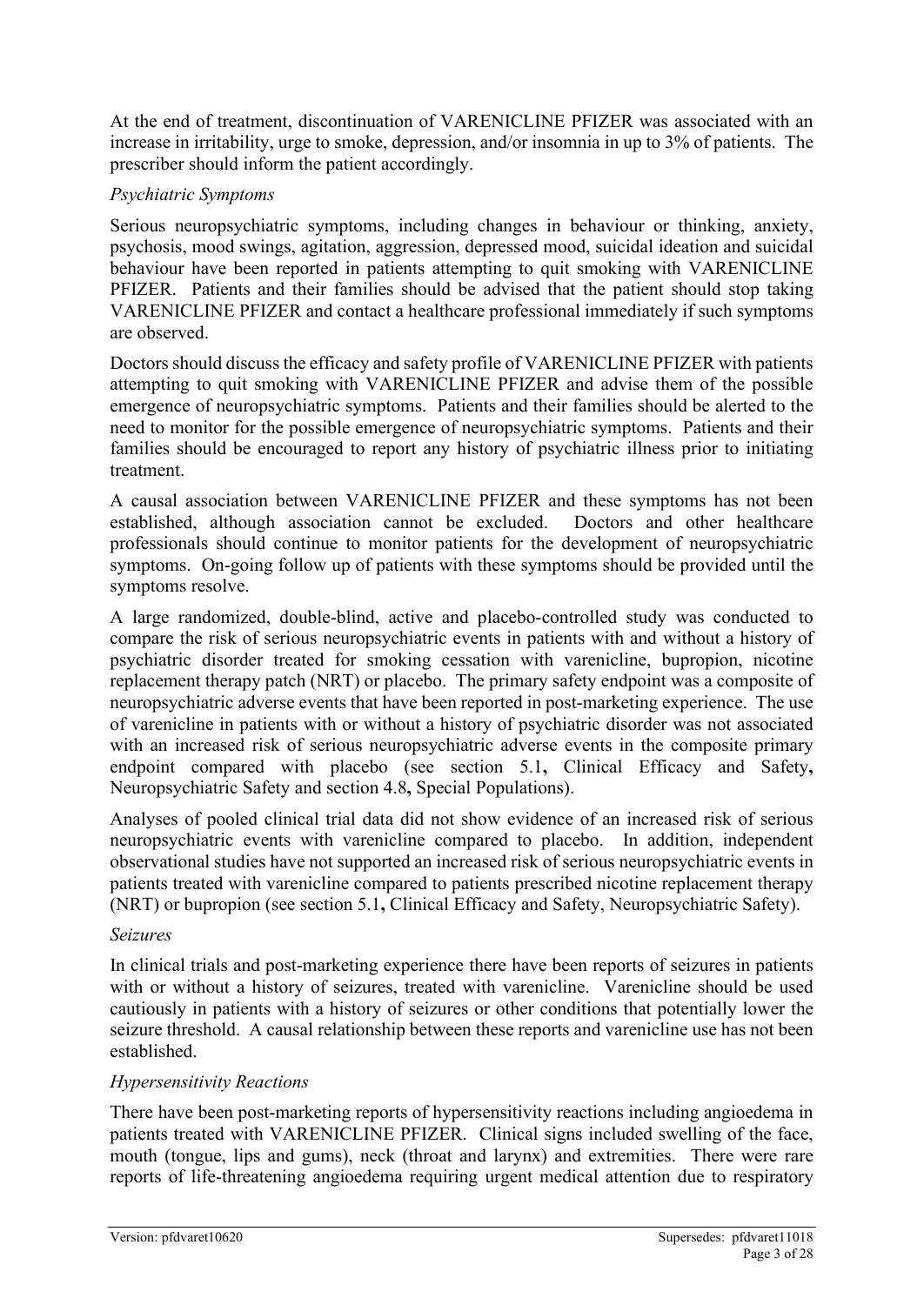At the end of treatment, discontinuation of VARENICLINE PFIZER was associated with an increase in irritability, urge to smoke, depression, and/or insomnia in up to 3% of patients. The prescriber should inform the patient accordingly.

*Psychiatric Symptoms*

Serious neuropsychiatric symptoms, including changes in behaviour or thinking, anxiety, psychosis, mood swings, agitation, aggression, depressed mood, suicidal ideation and suicidal behaviour have been reported in patients attempting to quit smoking with VARENICLINE PFIZER. Patients and their families should be advised that the patient should stop taking VARENICLINE PFIZER and contact a healthcare professional immediately if such symptoms are observed.

Doctors should discuss the efficacy and safety profile of VARENICLINE PFIZER with patients attempting to quit smoking with VARENICLINE PFIZER and advise them of the possible emergence of neuropsychiatric symptoms. Patients and their families should be alerted to the need to monitor for the possible emergence of neuropsychiatric symptoms. Patients and their families should be encouraged to report any history of psychiatric illness prior to initiating treatment.

A causal association between VARENICLINE PFIZER and these symptoms has not been established, although association cannot be excluded. Doctors and other healthcare professionals should continue to monitor patients for the development of neuropsychiatric symptoms. On-going follow up of patients with these symptoms should be provided until the symptoms resolve.

A large randomized, double-blind, active and placebo-controlled study was conducted to compare the risk of serious neuropsychiatric events in patients with and without a history of psychiatric disorder treated for smoking cessation with varenicline, bupropion, nicotine replacement therapy patch (NRT) or placebo. The primary safety endpoint was a composite of neuropsychiatric adverse events that have been reported in post-marketing experience. The use of varenicline in patients with or without a history of psychiatric disorder was not associated with an increased risk of serious neuropsychiatric adverse events in the composite primary endpoint compared with placebo (see section 5.1**,** Clinical Efficacy and Safety**,** Neuropsychiatric Safety and section 4.8**,** Special Populations).

Analyses of pooled clinical trial data did not show evidence of an increased risk of serious neuropsychiatric events with varenicline compared to placebo. In addition, independent observational studies have not supported an increased risk of serious neuropsychiatric events in patients treated with varenicline compared to patients prescribed nicotine replacement therapy (NRT) or bupropion (see section 5.1**,** Clinical Efficacy and Safety, Neuropsychiatric Safety).

*Seizures*

In clinical trials and post-marketing experience there have been reports of seizures in patients with or without a history of seizures, treated with varenicline. Varenicline should be used cautiously in patients with a history of seizures or other conditions that potentially lower the seizure threshold. A causal relationship between these reports and varenicline use has not been established.

*Hypersensitivity Reactions*

There have been post-marketing reports of hypersensitivity reactions including angioedema in patients treated with VARENICLINE PFIZER. Clinical signs included swelling of the face, mouth (tongue, lips and gums), neck (throat and larynx) and extremities. There were rare reports of life-threatening angioedema requiring urgent medical attention due to respiratory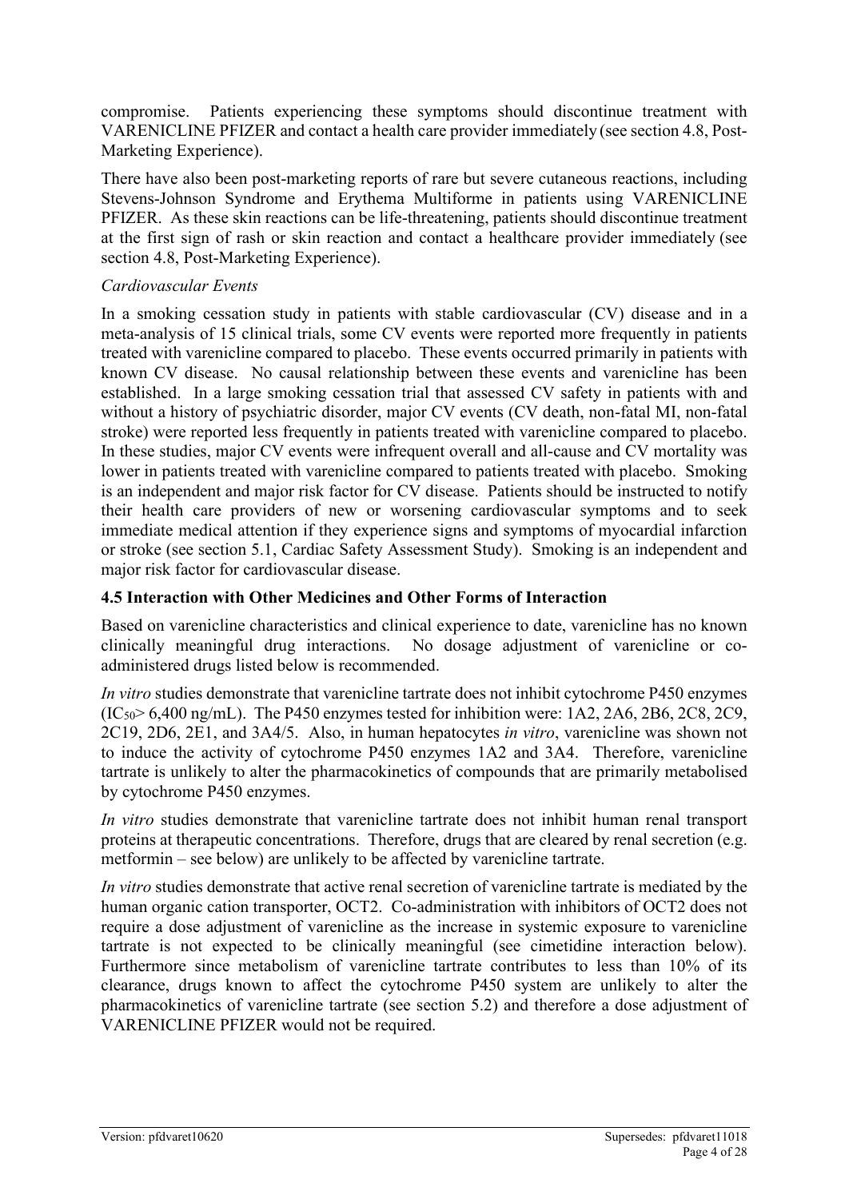compromise. Patients experiencing these symptoms should discontinue treatment with VARENICLINE PFIZER and contact a health care provider immediately (see section 4.8, Post-Marketing Experience).

There have also been post-marketing reports of rare but severe cutaneous reactions, including Stevens-Johnson Syndrome and Erythema Multiforme in patients using VARENICLINE PFIZER. As these skin reactions can be life-threatening, patients should discontinue treatment at the first sign of rash or skin reaction and contact a healthcare provider immediately (see section 4.8, Post-Marketing Experience).

*Cardiovascular Events*

In a smoking cessation study in patients with stable cardiovascular (CV) disease and in a meta-analysis of 15 clinical trials, some CV events were reported more frequently in patients treated with varenicline compared to placebo. These events occurred primarily in patients with known CV disease. No causal relationship between these events and varenicline has been established. In a large smoking cessation trial that assessed CV safety in patients with and without a history of psychiatric disorder, major CV events (CV death, non-fatal MI, non-fatal stroke) were reported less frequently in patients treated with varenicline compared to placebo. In these studies, major CV events were infrequent overall and all-cause and CV mortality was lower in patients treated with varenicline compared to patients treated with placebo. Smoking is an independent and major risk factor for CV disease. Patients should be instructed to notify their health care providers of new or worsening cardiovascular symptoms and to seek immediate medical attention if they experience signs and symptoms of myocardial infarction or stroke (see section 5.1, Cardiac Safety Assessment Study). Smoking is an independent and major risk factor for cardiovascular disease.

### 4.5 Interaction with Other Medicines and Other Forms of Interaction

Based on varenicline characteristics and clinical experience to date, varenicline has no known clinically meaningful drug interactions. No dosage adjustment of varenicline or co-administered drugs listed below is recommended.

*In vitro* studies demonstrate that varenicline tartrate does not inhibit cytochrome P450 enzymes ($IC_{50}$> 6,400 ng/mL). The P450 enzymes tested for inhibition were: 1A2, 2A6, 2B6, 2C8, 2C9, 2C19, 2D6, 2E1, and 3A4/5. Also, in human hepatocytes *in vitro*, varenicline was shown not to induce the activity of cytochrome P450 enzymes 1A2 and 3A4. Therefore, varenicline tartrate is unlikely to alter the pharmacokinetics of compounds that are primarily metabolised by cytochrome P450 enzymes.

*In vitro* studies demonstrate that varenicline tartrate does not inhibit human renal transport proteins at therapeutic concentrations. Therefore, drugs that are cleared by renal secretion (e.g. metformin – see below) are unlikely to be affected by varenicline tartrate.

*In vitro* studies demonstrate that active renal secretion of varenicline tartrate is mediated by the human organic cation transporter, OCT2. Co-administration with inhibitors of OCT2 does not require a dose adjustment of varenicline as the increase in systemic exposure to varenicline tartrate is not expected to be clinically meaningful (see cimetidine interaction below). Furthermore since metabolism of varenicline tartrate contributes to less than 10% of its clearance, drugs known to affect the cytochrome P450 system are unlikely to alter the pharmacokinetics of varenicline tartrate (see section 5.2) and therefore a dose adjustment of VARENICLINE PFIZER would not be required.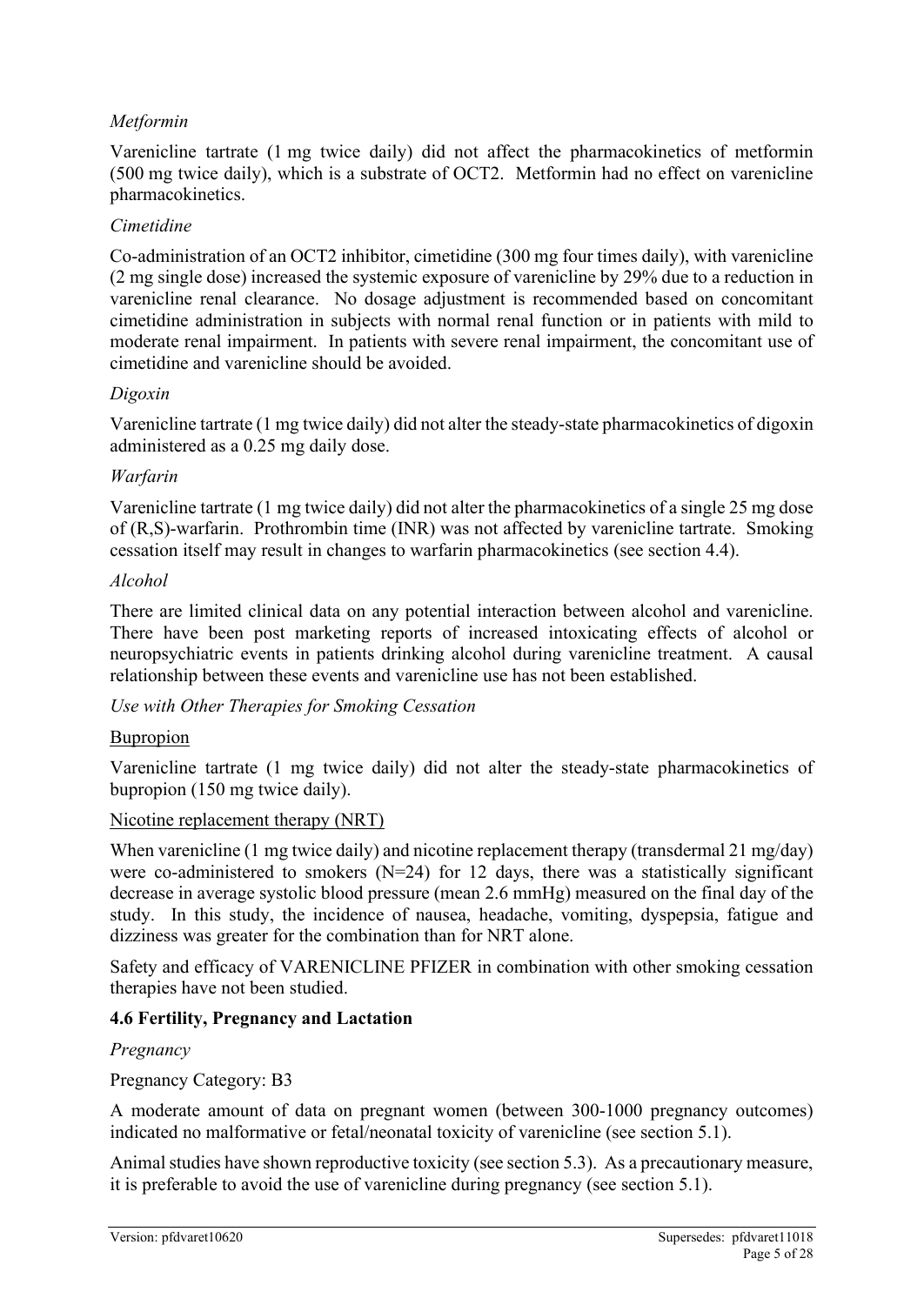*Metformin*

Varenicline tartrate (1 mg twice daily) did not affect the pharmacokinetics of metformin (500 mg twice daily), which is a substrate of OCT2. Metformin had no effect on varenicline pharmacokinetics.

*Cimetidine*

Co-administration of an OCT2 inhibitor, cimetidine (300 mg four times daily), with varenicline (2 mg single dose) increased the systemic exposure of varenicline by 29% due to a reduction in varenicline renal clearance. No dosage adjustment is recommended based on concomitant cimetidine administration in subjects with normal renal function or in patients with mild to moderate renal impairment. In patients with severe renal impairment, the concomitant use of cimetidine and varenicline should be avoided.

*Digoxin*

Varenicline tartrate (1 mg twice daily) did not alter the steady-state pharmacokinetics of digoxin administered as a 0.25 mg daily dose.

*Warfarin*

Varenicline tartrate (1 mg twice daily) did not alter the pharmacokinetics of a single 25 mg dose of (R,S)-warfarin. Prothrombin time (INR) was not affected by varenicline tartrate. Smoking cessation itself may result in changes to warfarin pharmacokinetics (see section 4.4).

*Alcohol*

There are limited clinical data on any potential interaction between alcohol and varenicline. There have been post marketing reports of increased intoxicating effects of alcohol or neuropsychiatric events in patients drinking alcohol during varenicline treatment. A causal relationship between these events and varenicline use has not been established.

*Use with Other Therapies for Smoking Cessation*

Bupropion

Varenicline tartrate (1 mg twice daily) did not alter the steady-state pharmacokinetics of bupropion (150 mg twice daily).

Nicotine replacement therapy (NRT)

When varenicline (1 mg twice daily) and nicotine replacement therapy (transdermal 21 mg/day) were co-administered to smokers (N=24) for 12 days, there was a statistically significant decrease in average systolic blood pressure (mean 2.6 mmHg) measured on the final day of the study. In this study, the incidence of nausea, headache, vomiting, dyspepsia, fatigue and dizziness was greater for the combination than for NRT alone.

Safety and efficacy of VARENICLINE PFIZER in combination with other smoking cessation therapies have not been studied.

## 4.6 Fertility, Pregnancy and Lactation

*Pregnancy*

Pregnancy Category: B3

A moderate amount of data on pregnant women (between 300-1000 pregnancy outcomes) indicated no malformative or fetal/neonatal toxicity of varenicline (see section 5.1).

Animal studies have shown reproductive toxicity (see section 5.3). As a precautionary measure, it is preferable to avoid the use of varenicline during pregnancy (see section 5.1).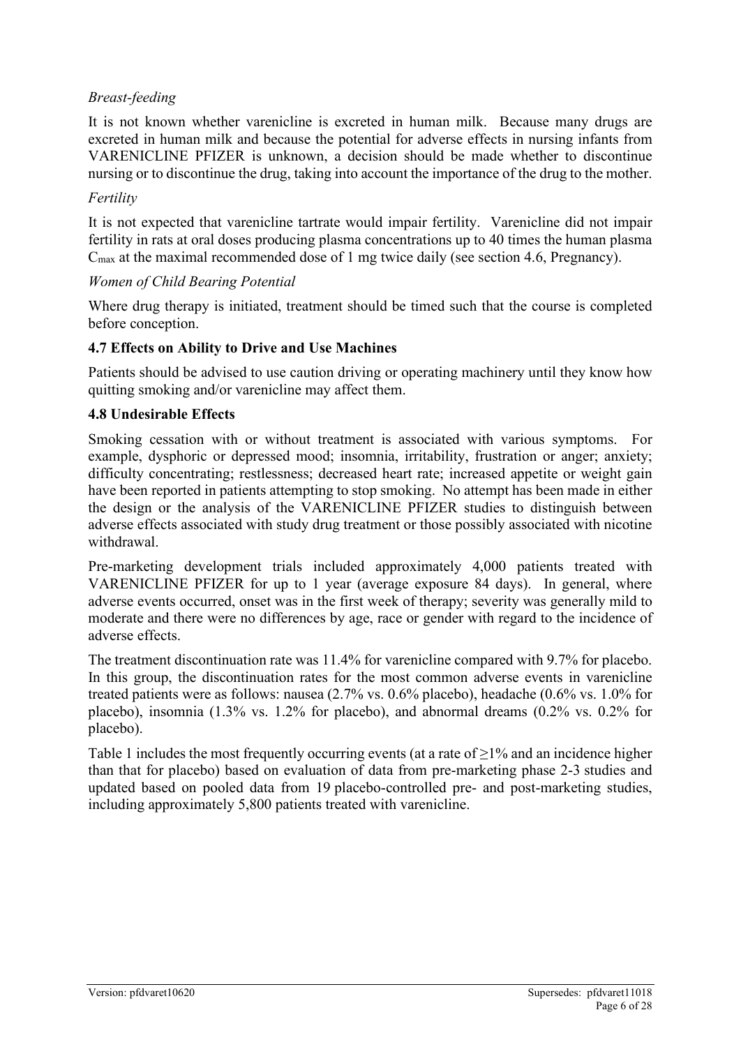*Breast-feeding*

It is not known whether varenicline is excreted in human milk. Because many drugs are excreted in human milk and because the potential for adverse effects in nursing infants from VARENICLINE PFIZER is unknown, a decision should be made whether to discontinue nursing or to discontinue the drug, taking into account the importance of the drug to the mother.

*Fertility*

It is not expected that varenicline tartrate would impair fertility. Varenicline did not impair fertility in rats at oral doses producing plasma concentrations up to 40 times the human plasma $C_{max}$ at the maximal recommended dose of 1 mg twice daily (see section 4.6, Pregnancy).

*Women of Child Bearing Potential*

Where drug therapy is initiated, treatment should be timed such that the course is completed before conception.

### 4.7 Effects on Ability to Drive and Use Machines

Patients should be advised to use caution driving or operating machinery until they know how quitting smoking and/or varenicline may affect them.

### 4.8 Undesirable Effects

Smoking cessation with or without treatment is associated with various symptoms. For example, dysphoric or depressed mood; insomnia, irritability, frustration or anger; anxiety; difficulty concentrating; restlessness; decreased heart rate; increased appetite or weight gain have been reported in patients attempting to stop smoking. No attempt has been made in either the design or the analysis of the VARENICLINE PFIZER studies to distinguish between adverse effects associated with study drug treatment or those possibly associated with nicotine withdrawal.

Pre-marketing development trials included approximately 4,000 patients treated with VARENICLINE PFIZER for up to 1 year (average exposure 84 days). In general, where adverse events occurred, onset was in the first week of therapy; severity was generally mild to moderate and there were no differences by age, race or gender with regard to the incidence of adverse effects.

The treatment discontinuation rate was 11.4% for varenicline compared with 9.7% for placebo. In this group, the discontinuation rates for the most common adverse events in varenicline treated patients were as follows: nausea (2.7% vs. 0.6% placebo), headache (0.6% vs. 1.0% for placebo), insomnia (1.3% vs. 1.2% for placebo), and abnormal dreams (0.2% vs. 0.2% for placebo).

Table 1 includes the most frequently occurring events (at a rate of $\geq$1% and an incidence higher than that for placebo) based on evaluation of data from pre-marketing phase 2-3 studies and updated based on pooled data from 19 placebo-controlled pre- and post-marketing studies, including approximately 5,800 patients treated with varenicline.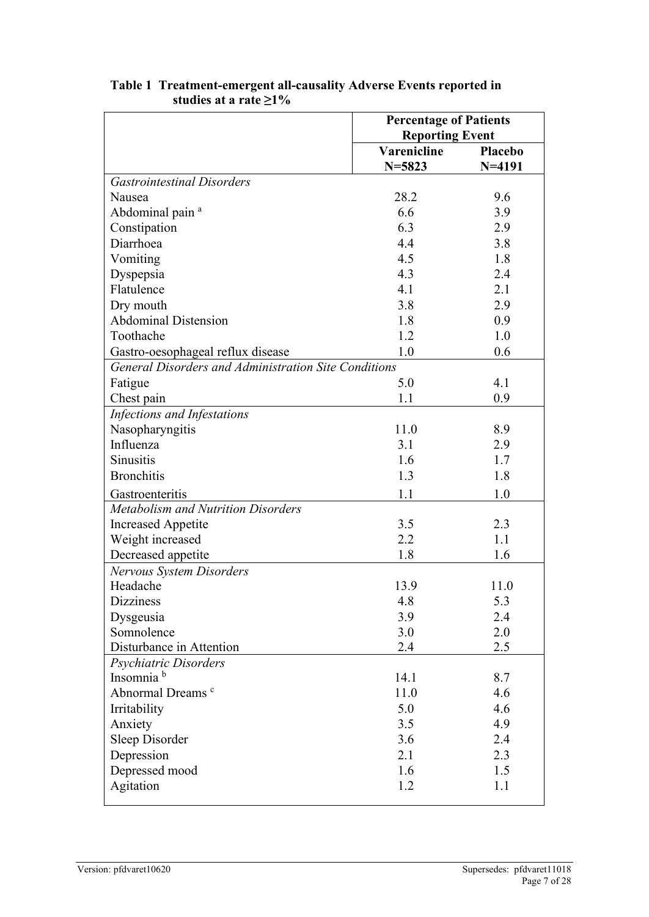**Table 1 Treatment-emergent all-causality Adverse Events reported in studies at a rate ≥1%**

| | Percentage of Patients Reporting Event | |
|---|---|---|
| | **Varenicline N=5823** | **Placebo N=4191** |
| *Gastrointestinal Disorders* | | |
| Nausea | 28.2 | 9.6 |
| Abdominal pain [a] | 6.6 | 3.9 |
| Constipation | 6.3 | 2.9 |
| Diarrhoea | 4.4 | 3.8 |
| Vomiting | 4.5 | 1.8 |
| Dyspepsia | 4.3 | 2.4 |
| Flatulence | 4.1 | 2.1 |
| Dry mouth | 3.8 | 2.9 |
| Abdominal Distension | 1.8 | 0.9 |
| Toothache | 1.2 | 1.0 |
| Gastro-oesophageal reflux disease | 1.0 | 0.6 |
| *General Disorders and Administration Site Conditions* | | |
| Fatigue | 5.0 | 4.1 |
| Chest pain | 1.1 | 0.9 |
| *Infections and Infestations* | | |
| Nasopharyngitis | 11.0 | 8.9 |
| Influenza | 3.1 | 2.9 |
| Sinusitis | 1.6 | 1.7 |
| Bronchitis | 1.3 | 1.8 |
| Gastroenteritis | 1.1 | 1.0 |
| *Metabolism and Nutrition Disorders* | | |
| Increased Appetite | 3.5 | 2.3 |
| Weight increased | 2.2 | 1.1 |
| Decreased appetite | 1.8 | 1.6 |
| *Nervous System Disorders* | | |
| Headache | 13.9 | 11.0 |
| Dizziness | 4.8 | 5.3 |
| Dysgeusia | 3.9 | 2.4 |
| Somnolence | 3.0 | 2.0 |
| Disturbance in Attention | 2.4 | 2.5 |
| *Psychiatric Disorders* | | |
| Insomnia [b] | 14.1 | 8.7 |
| Abnormal Dreams [c] | 11.0 | 4.6 |
| Irritability | 5.0 | 4.6 |
| Anxiety | 3.5 | 4.9 |
| Sleep Disorder | 3.6 | 2.4 |
| Depression | 2.1 | 2.3 |
| Depressed mood | 1.6 | 1.5 |
| Agitation | 1.2 | 1.1 |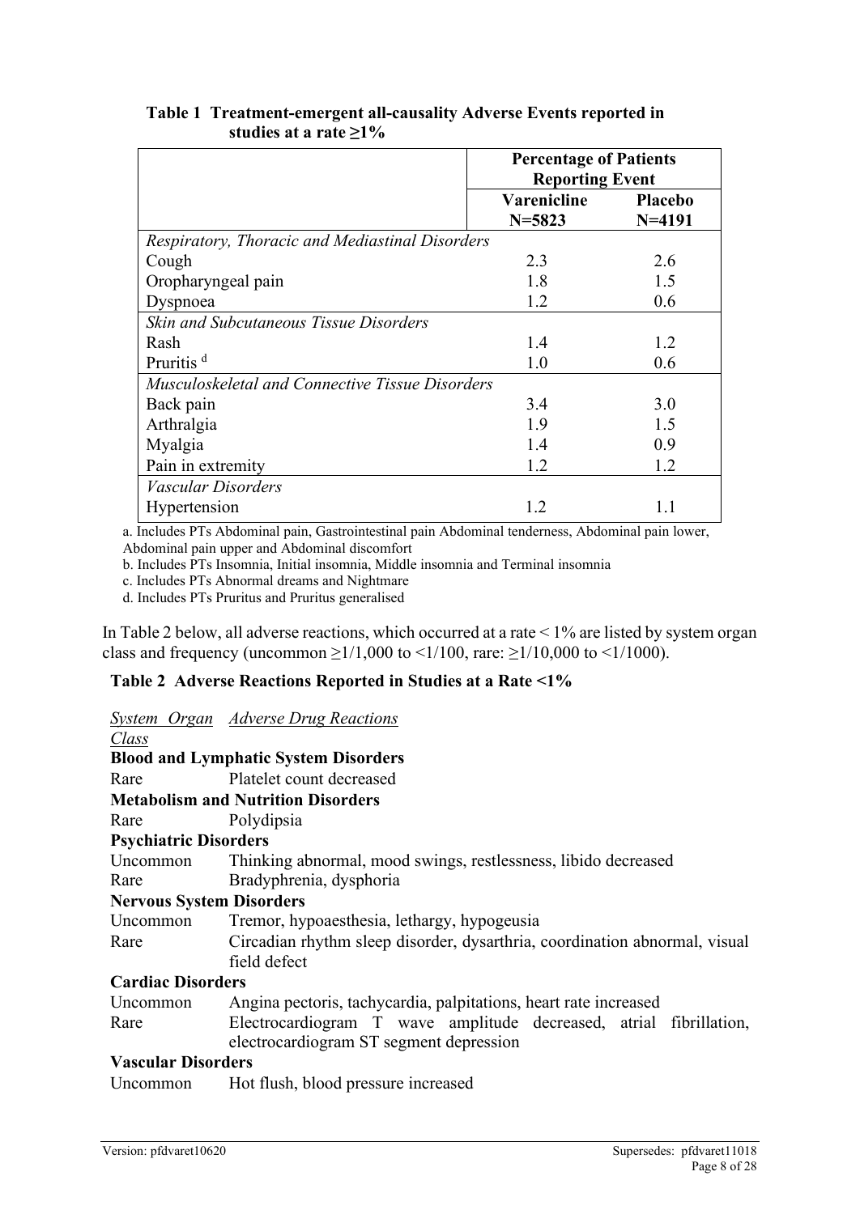**Table 1 Treatment-emergent all-causality Adverse Events reported in studies at a rate ≥1%**

| | Percentage of Patients Reporting Event | |
|---|---|---|
| | Varenicline N=5823 | Placebo N=4191 |
| *Respiratory, Thoracic and Mediastinal Disorders* | | |
| Cough | 2.3 | 2.6 |
| Oropharyngeal pain | 1.8 | 1.5 |
| Dyspnoea | 1.2 | 0.6 |
| *Skin and Subcutaneous Tissue Disorders* | | |
| Rash | 1.4 | 1.2 |
| Pruritis [d] | 1.0 | 0.6 |
| *Musculoskeletal and Connective Tissue Disorders* | | |
| Back pain | 3.4 | 3.0 |
| Arthralgia | 1.9 | 1.5 |
| Myalgia | 1.4 | 0.9 |
| Pain in extremity | 1.2 | 1.2 |
| *Vascular Disorders* | | |
| Hypertension | 1.2 | 1.1 |

a. Includes PTs Abdominal pain, Gastrointestinal pain Abdominal tenderness, Abdominal pain lower, Abdominal pain upper and Abdominal discomfort

b. Includes PTs Insomnia, Initial insomnia, Middle insomnia and Terminal insomnia

c. Includes PTs Abnormal dreams and Nightmare

d. Includes PTs Pruritus and Pruritus generalised

In Table 2 below, all adverse reactions, which occurred at a rate < 1% are listed by system organ class and frequency (uncommon ≥1/1,000 to <1/100, rare: ≥1/10,000 to <1/1000).

**Table 2 Adverse Reactions Reported in Studies at a Rate <1%**

| *System Organ Class* | *Adverse Drug Reactions* |
|---|---|
| **Blood and Lymphatic System Disorders** | |
| Rare | Platelet count decreased |
| **Metabolism and Nutrition Disorders** | |
| Rare | Polydipsia |
| **Psychiatric Disorders** | |
| Uncommon | Thinking abnormal, mood swings, restlessness, libido decreased |
| Rare | Bradyphrenia, dysphoria |
| **Nervous System Disorders** | |
| Uncommon | Tremor, hypoaesthesia, lethargy, hypogeusia |
| Rare | Circadian rhythm sleep disorder, dysarthria, coordination abnormal, visual field defect |
| **Cardiac Disorders** | |
| Uncommon | Angina pectoris, tachycardia, palpitations, heart rate increased |
| Rare | Electrocardiogram T wave amplitude decreased, atrial fibrillation, electrocardiogram ST segment depression |
| **Vascular Disorders** | |
| Uncommon | Hot flush, blood pressure increased |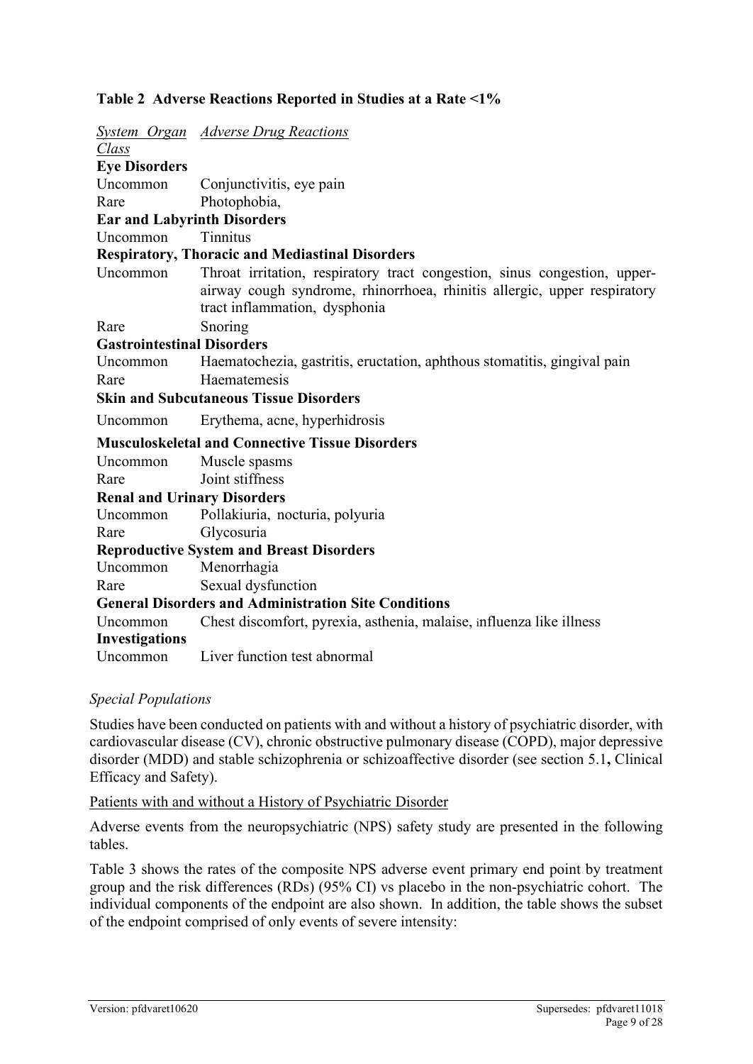**Table 2 Adverse Reactions Reported in Studies at a Rate <1%**

| *System Organ Class* | *Adverse Drug Reactions* |
|---|---|
| **Eye Disorders** | |
| Uncommon | Conjunctivitis, eye pain |
| Rare | Photophobia, |
| **Ear and Labyrinth Disorders** | |
| Uncommon | Tinnitus |
| **Respiratory, Thoracic and Mediastinal Disorders** | |
| Uncommon | Throat irritation, respiratory tract congestion, sinus congestion, upper-airway cough syndrome, rhinorrhoea, rhinitis allergic, upper respiratory tract inflammation, dysphonia |
| Rare | Snoring |
| **Gastrointestinal Disorders** | |
| Uncommon | Haematochezia, gastritis, eructation, aphthous stomatitis, gingival pain |
| Rare | Haematemesis |
| **Skin and Subcutaneous Tissue Disorders** | |
| Uncommon | Erythema, acne, hyperhidrosis |
| **Musculoskeletal and Connective Tissue Disorders** | |
| Uncommon | Muscle spasms |
| Rare | Joint stiffness |
| **Renal and Urinary Disorders** | |
| Uncommon | Pollakiuria, nocturia, polyuria |
| Rare | Glycosuria |
| **Reproductive System and Breast Disorders** | |
| Uncommon | Menorrhagia |
| Rare | Sexual dysfunction |
| **General Disorders and Administration Site Conditions** | |
| Uncommon | Chest discomfort, pyrexia, asthenia, malaise, influenza like illness |
| **Investigations** | |
| Uncommon | Liver function test abnormal |

*Special Populations*

Studies have been conducted on patients with and without a history of psychiatric disorder, with cardiovascular disease (CV), chronic obstructive pulmonary disease (COPD), major depressive disorder (MDD) and stable schizophrenia or schizoaffective disorder (see section 5.1**,** Clinical Efficacy and Safety).

Patients with and without a History of Psychiatric Disorder

Adverse events from the neuropsychiatric (NPS) safety study are presented in the following tables.

Table 3 shows the rates of the composite NPS adverse event primary end point by treatment group and the risk differences (RDs) (95% CI) vs placebo in the non-psychiatric cohort. The individual components of the endpoint are also shown. In addition, the table shows the subset of the endpoint comprised of only events of severe intensity: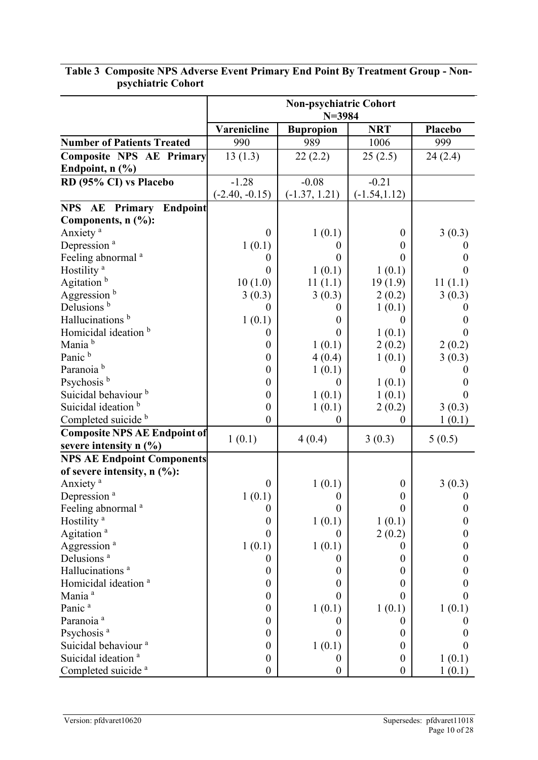**Table 3 Composite NPS Adverse Event Primary End Point By Treatment Group - Non-psychiatric Cohort**

| | Non-psychiatric Cohort N=3984 | | | |
|---|---|---|---|---|
| | **Varenicline** | **Bupropion** | **NRT** | **Placebo** |
| **Number of Patients Treated** | 990 | 989 | 1006 | 999 |
| **Composite NPS AE Primary Endpoint, n (%)** | 13 (1.3) | 22 (2.2) | 25 (2.5) | 24 (2.4) |
| **RD (95% CI) vs Placebo** | -1.28 (-2.40, -0.15) | -0.08 (-1.37, 1.21) | -0.21 (-1.54,1.12) | |
| **NPS AE Primary Endpoint Components, n (%):** | | | | |
| Anxiety [a] | 0 | 1 (0.1) | 0 | 3 (0.3) |
| Depression [a] | 1 (0.1) | 0 | 0 | 0 |
| Feeling abnormal [a] | 0 | 0 | 0 | 0 |
| Hostility [a] | 0 | 1 (0.1) | 1 (0.1) | 0 |
| Agitation [b] | 10 (1.0) | 11 (1.1) | 19 (1.9) | 11 (1.1) |
| Aggression [b] | 3 (0.3) | 3 (0.3) | 2 (0.2) | 3 (0.3) |
| Delusions [b] | 0 | 0 | 1 (0.1) | 0 |
| Hallucinations [b] | 1 (0.1) | 0 | 0 | 0 |
| Homicidal ideation [b] | 0 | 0 | 1 (0.1) | 0 |
| Mania [b] | 0 | 1 (0.1) | 2 (0.2) | 2 (0.2) |
| Panic [b] | 0 | 4 (0.4) | 1 (0.1) | 3 (0.3) |
| Paranoia [b] | 0 | 1 (0.1) | 0 | 0 |
| Psychosis [b] | 0 | 0 | 1 (0.1) | 0 |
| Suicidal behaviour [b] | 0 | 1 (0.1) | 1 (0.1) | 0 |
| Suicidal ideation [b] | 0 | 1 (0.1) | 2 (0.2) | 3 (0.3) |
| Completed suicide [b] | 0 | 0 | 0 | 1 (0.1) |
| **Composite NPS AE Endpoint of severe intensity n (%)** | 1 (0.1) | 4 (0.4) | 3 (0.3) | 5 (0.5) |
| **NPS AE Endpoint Components of severe intensity, n (%):** | | | | |
| Anxiety [a] | 0 | 1 (0.1) | 0 | 3 (0.3) |
| Depression [a] | 1 (0.1) | 0 | 0 | 0 |
| Feeling abnormal [a] | 0 | 0 | 0 | 0 |
| Hostility [a] | 0 | 1 (0.1) | 1 (0.1) | 0 |
| Agitation [a] | 0 | 0 | 2 (0.2) | 0 |
| Aggression [a] | 1 (0.1) | 1 (0.1) | 0 | 0 |
| Delusions [a] | 0 | 0 | 0 | 0 |
| Hallucinations [a] | 0 | 0 | 0 | 0 |
| Homicidal ideation [a] | 0 | 0 | 0 | 0 |
| Mania [a] | 0 | 0 | 0 | 0 |
| Panic [a] | 0 | 1 (0.1) | 1 (0.1) | 1 (0.1) |
| Paranoia [a] | 0 | 0 | 0 | 0 |
| Psychosis [a] | 0 | 0 | 0 | 0 |
| Suicidal behaviour [a] | 0 | 1 (0.1) | 0 | 0 |
| Suicidal ideation [a] | 0 | 0 | 0 | 1 (0.1) |
| Completed suicide [a] | 0 | 0 | 0 | 1 (0.1) |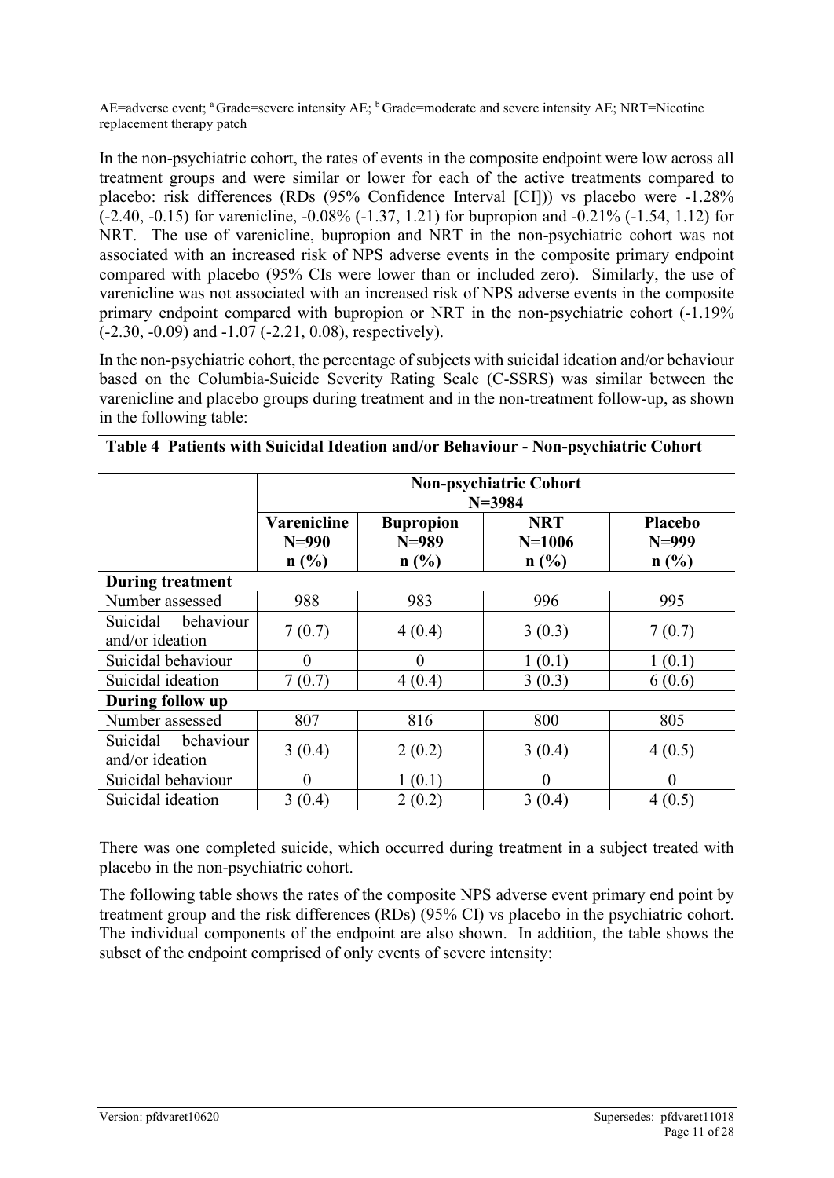AE=adverse event; [a] Grade=severe intensity AE; [b] Grade=moderate and severe intensity AE; NRT=Nicotine replacement therapy patch

In the non-psychiatric cohort, the rates of events in the composite endpoint were low across all treatment groups and were similar or lower for each of the active treatments compared to placebo: risk differences (RDs (95% Confidence Interval [CI])) vs placebo were -1.28% (-2.40, -0.15) for varenicline, -0.08% (-1.37, 1.21) for bupropion and -0.21% (-1.54, 1.12) for NRT. The use of varenicline, bupropion and NRT in the non-psychiatric cohort was not associated with an increased risk of NPS adverse events in the composite primary endpoint compared with placebo (95% CIs were lower than or included zero). Similarly, the use of varenicline was not associated with an increased risk of NPS adverse events in the composite primary endpoint compared with bupropion or NRT in the non-psychiatric cohort (-1.19% (-2.30, -0.09) and -1.07 (-2.21, 0.08), respectively).

In the non-psychiatric cohort, the percentage of subjects with suicidal ideation and/or behaviour based on the Columbia-Suicide Severity Rating Scale (C-SSRS) was similar between the varenicline and placebo groups during treatment and in the non-treatment follow-up, as shown in the following table:

**Table 4 Patients with Suicidal Ideation and/or Behaviour - Non-psychiatric Cohort**

| | Non-psychiatric Cohort N=3984 | | | |
|---|---|---|---|---|
| | Varenicline N=990 n (%) | Bupropion N=989 n (%) | NRT N=1006 n (%) | Placebo N=999 n (%) |
| **During treatment** | | | | |
| Number assessed | 988 | 983 | 996 | 995 |
| Suicidal behaviour and/or ideation | 7 (0.7) | 4 (0.4) | 3 (0.3) | 7 (0.7) |
| Suicidal behaviour | 0 | 0 | 1 (0.1) | 1 (0.1) |
| Suicidal ideation | 7 (0.7) | 4 (0.4) | 3 (0.3) | 6 (0.6) |
| **During follow up** | | | | |
| Number assessed | 807 | 816 | 800 | 805 |
| Suicidal behaviour and/or ideation | 3 (0.4) | 2 (0.2) | 3 (0.4) | 4 (0.5) |
| Suicidal behaviour | 0 | 1 (0.1) | 0 | 0 |
| Suicidal ideation | 3 (0.4) | 2 (0.2) | 3 (0.4) | 4 (0.5) |

There was one completed suicide, which occurred during treatment in a subject treated with placebo in the non-psychiatric cohort.

The following table shows the rates of the composite NPS adverse event primary end point by treatment group and the risk differences (RDs) (95% CI) vs placebo in the psychiatric cohort. The individual components of the endpoint are also shown. In addition, the table shows the subset of the endpoint comprised of only events of severe intensity: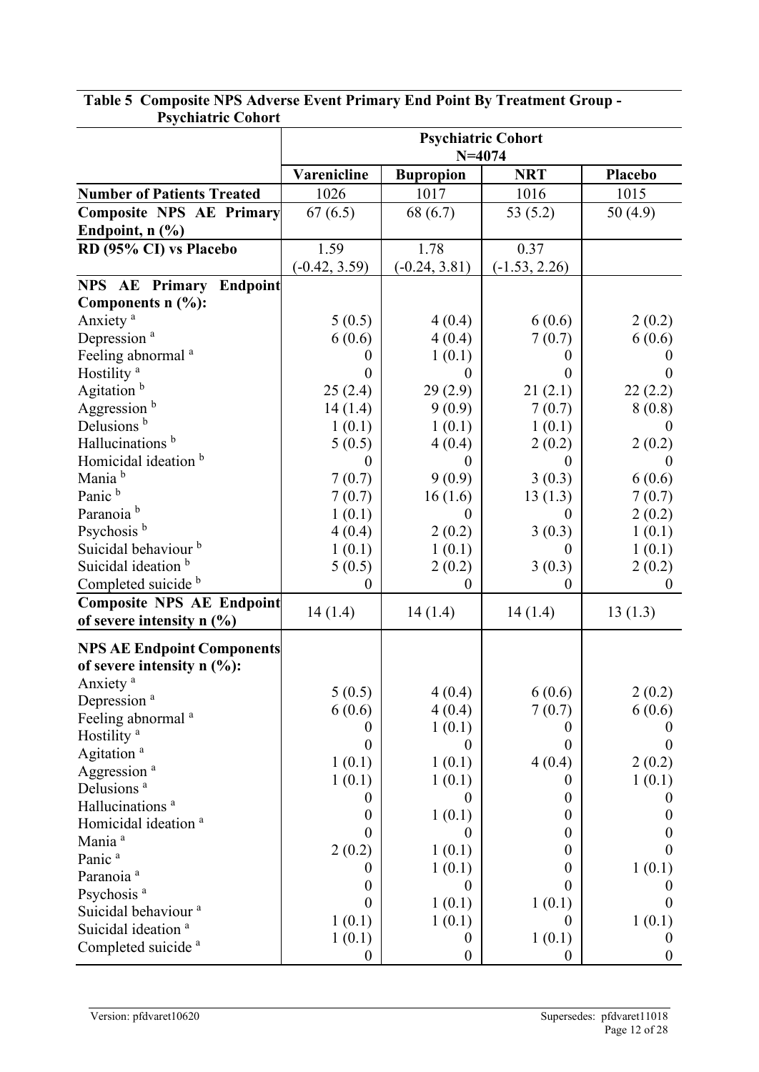**Table 5 Composite NPS Adverse Event Primary End Point By Treatment Group - Psychiatric Cohort**

| | Psychiatric Cohort N=4074 | | | |
|---|---|---|---|---|
| | **Varenicline** | **Bupropion** | **NRT** | **Placebo** |
| **Number of Patients Treated** | 1026 | 1017 | 1016 | 1015 |
| **Composite NPS AE Primary Endpoint, n (%)** | 67 (6.5) | 68 (6.7) | 53 (5.2) | 50 (4.9) |
| **RD (95% CI) vs Placebo** | 1.59 (-0.42, 3.59) | 1.78 (-0.24, 3.81) | 0.37 (-1.53, 2.26) | |
| **NPS AE Primary Endpoint Components n (%):** | | | | |
| Anxiety [a] | 5 (0.5) | 4 (0.4) | 6 (0.6) | 2 (0.2) |
| Depression [a] | 6 (0.6) | 4 (0.4) | 7 (0.7) | 6 (0.6) |
| Feeling abnormal [a] | 0 | 1 (0.1) | 0 | 0 |
| Hostility [a] | 0 | 0 | 0 | 0 |
| Agitation [b] | 25 (2.4) | 29 (2.9) | 21 (2.1) | 22 (2.2) |
| Aggression [b] | 14 (1.4) | 9 (0.9) | 7 (0.7) | 8 (0.8) |
| Delusions [b] | 1 (0.1) | 1 (0.1) | 1 (0.1) | 0 |
| Hallucinations [b] | 5 (0.5) | 4 (0.4) | 2 (0.2) | 2 (0.2) |
| Homicidal ideation [b] | 0 | 0 | 0 | 0 |
| Mania [b] | 7 (0.7) | 9 (0.9) | 3 (0.3) | 6 (0.6) |
| Panic [b] | 7 (0.7) | 16 (1.6) | 13 (1.3) | 7 (0.7) |
| Paranoia [b] | 1 (0.1) | 0 | 0 | 2 (0.2) |
| Psychosis [b] | 4 (0.4) | 2 (0.2) | 3 (0.3) | 1 (0.1) |
| Suicidal behaviour [b] | 1 (0.1) | 1 (0.1) | 0 | 1 (0.1) |
| Suicidal ideation [b] | 5 (0.5) | 2 (0.2) | 3 (0.3) | 2 (0.2) |
| Completed suicide [b] | 0 | 0 | 0 | 0 |
| **Composite NPS AE Endpoint of severe intensity n (%)** | 14 (1.4) | 14 (1.4) | 14 (1.4) | 13 (1.3) |
| **NPS AE Endpoint Components of severe intensity n (%):** | | | | |
| Anxiety [a] | 5 (0.5) | 4 (0.4) | 6 (0.6) | 2 (0.2) |
| Depression [a] | 6 (0.6) | 4 (0.4) | 7 (0.7) | 6 (0.6) |
| Feeling abnormal [a] | 0 | 1 (0.1) | 0 | 0 |
| Hostility [a] | 0 | 0 | 0 | 0 |
| Agitation [a] | 1 (0.1) | 1 (0.1) | 4 (0.4) | 2 (0.2) |
| Aggression [a] | 1 (0.1) | 1 (0.1) | 0 | 1 (0.1) |
| Delusions [a] | 0 | 0 | 0 | 0 |
| Hallucinations [a] | 0 | 1 (0.1) | 0 | 0 |
| Homicidal ideation [a] | 0 | 0 | 0 | 0 |
| Mania [a] | 2 (0.2) | 1 (0.1) | 0 | 0 |
| Panic [a] | 0 | 1 (0.1) | 0 | 1 (0.1) |
| Paranoia [a] | 0 | 0 | 0 | 0 |
| Psychosis [a] | 0 | 1 (0.1) | 1 (0.1) | 0 |
| Suicidal behaviour [a] | 1 (0.1) | 1 (0.1) | 0 | 1 (0.1) |
| Suicidal ideation [a] | 1 (0.1) | 0 | 1 (0.1) | 0 |
| Completed suicide [a] | 0 | 0 | 0 | 0 |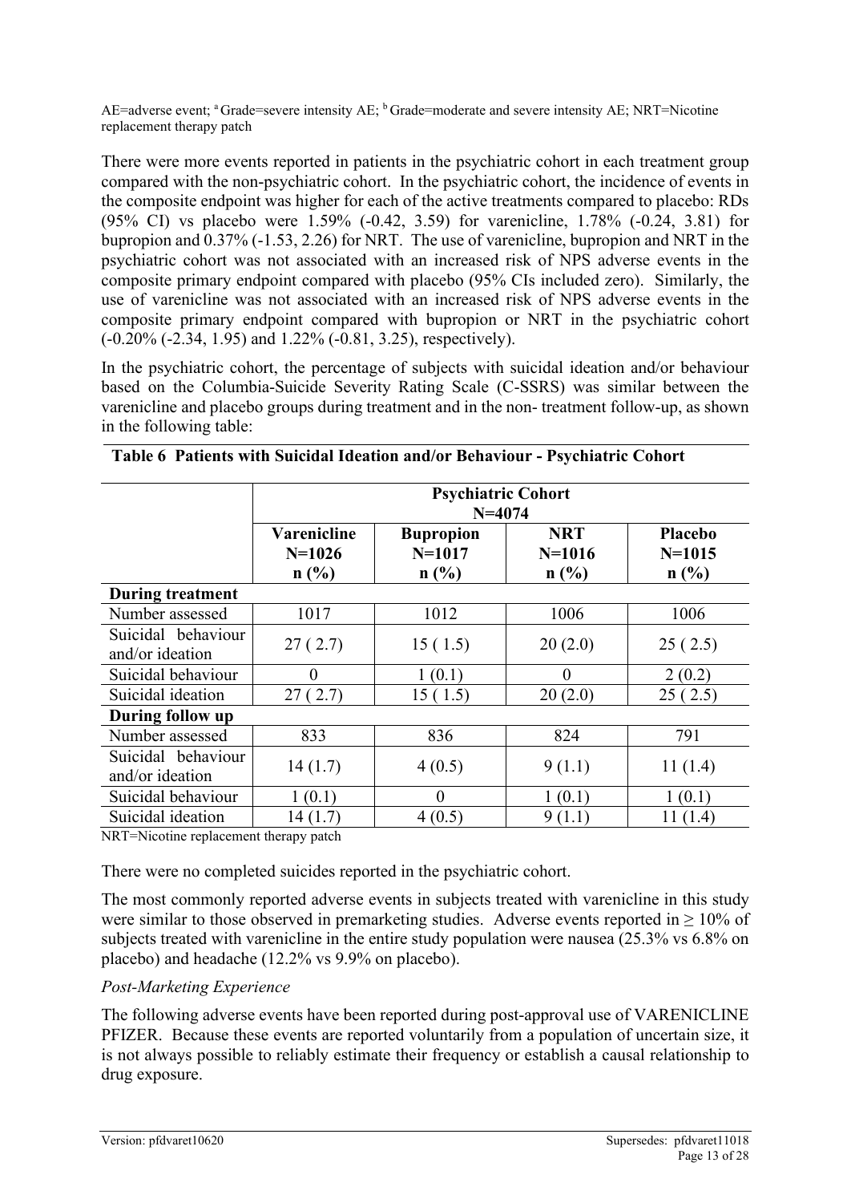AE=adverse event; [a] Grade=severe intensity AE; [b] Grade=moderate and severe intensity AE; NRT=Nicotine replacement therapy patch

There were more events reported in patients in the psychiatric cohort in each treatment group compared with the non-psychiatric cohort. In the psychiatric cohort, the incidence of events in the composite endpoint was higher for each of the active treatments compared to placebo: RDs (95% CI) vs placebo were 1.59% (-0.42, 3.59) for varenicline, 1.78% (-0.24, 3.81) for bupropion and 0.37% (-1.53, 2.26) for NRT. The use of varenicline, bupropion and NRT in the psychiatric cohort was not associated with an increased risk of NPS adverse events in the composite primary endpoint compared with placebo (95% CIs included zero). Similarly, the use of varenicline was not associated with an increased risk of NPS adverse events in the composite primary endpoint compared with bupropion or NRT in the psychiatric cohort (-0.20% (-2.34, 1.95) and 1.22% (-0.81, 3.25), respectively).

In the psychiatric cohort, the percentage of subjects with suicidal ideation and/or behaviour based on the Columbia-Suicide Severity Rating Scale (C-SSRS) was similar between the varenicline and placebo groups during treatment and in the non- treatment follow-up, as shown in the following table:

**Table 6 Patients with Suicidal Ideation and/or Behaviour - Psychiatric Cohort**

| | **Psychiatric Cohort N=4074** | | | |
|---|---|---|---|---|
| | **Varenicline N=1026 n (%)** | **Bupropion N=1017 n (%)** | **NRT N=1016 n (%)** | **Placebo N=1015 n (%)** |
| **During treatment** | | | | |
| Number assessed | 1017 | 1012 | 1006 | 1006 |
| Suicidal behaviour and/or ideation | 27 ( 2.7) | 15 ( 1.5) | 20 (2.0) | 25 ( 2.5) |
| Suicidal behaviour | 0 | 1 (0.1) | 0 | 2 (0.2) |
| Suicidal ideation | 27 ( 2.7) | 15 ( 1.5) | 20 (2.0) | 25 ( 2.5) |
| **During follow up** | | | | |
| Number assessed | 833 | 836 | 824 | 791 |
| Suicidal behaviour and/or ideation | 14 (1.7) | 4 (0.5) | 9 (1.1) | 11 (1.4) |
| Suicidal behaviour | 1 (0.1) | 0 | 1 (0.1) | 1 (0.1) |
| Suicidal ideation | 14 (1.7) | 4 (0.5) | 9 (1.1) | 11 (1.4) |

NRT=Nicotine replacement therapy patch

There were no completed suicides reported in the psychiatric cohort.

The most commonly reported adverse events in subjects treated with varenicline in this study were similar to those observed in premarketing studies. Adverse events reported in ≥ 10% of subjects treated with varenicline in the entire study population were nausea (25.3% vs 6.8% on placebo) and headache (12.2% vs 9.9% on placebo).

*Post-Marketing Experience*

The following adverse events have been reported during post-approval use of VARENICLINE PFIZER. Because these events are reported voluntarily from a population of uncertain size, it is not always possible to reliably estimate their frequency or establish a causal relationship to drug exposure.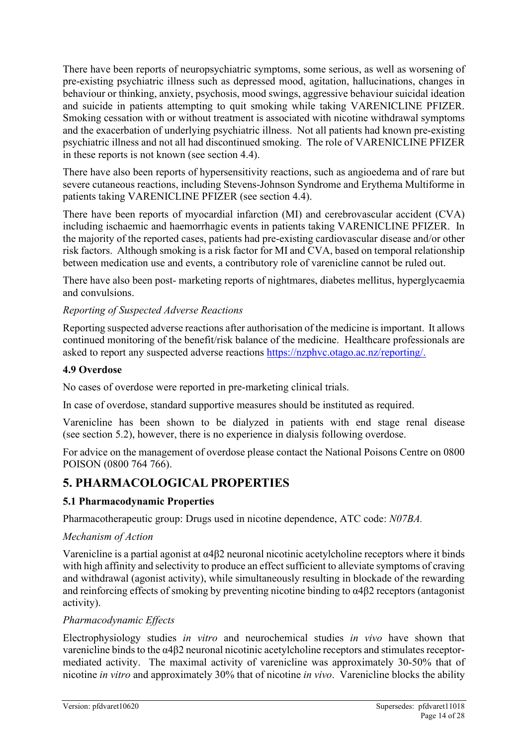There have been reports of neuropsychiatric symptoms, some serious, as well as worsening of pre-existing psychiatric illness such as depressed mood, agitation, hallucinations, changes in behaviour or thinking, anxiety, psychosis, mood swings, aggressive behaviour suicidal ideation and suicide in patients attempting to quit smoking while taking VARENICLINE PFIZER. Smoking cessation with or without treatment is associated with nicotine withdrawal symptoms and the exacerbation of underlying psychiatric illness. Not all patients had known pre-existing psychiatric illness and not all had discontinued smoking. The role of VARENICLINE PFIZER in these reports is not known (see section 4.4).

There have also been reports of hypersensitivity reactions, such as angioedema and of rare but severe cutaneous reactions, including Stevens-Johnson Syndrome and Erythema Multiforme in patients taking VARENICLINE PFIZER (see section 4.4).

There have been reports of myocardial infarction (MI) and cerebrovascular accident (CVA) including ischaemic and haemorrhagic events in patients taking VARENICLINE PFIZER. In the majority of the reported cases, patients had pre-existing cardiovascular disease and/or other risk factors. Although smoking is a risk factor for MI and CVA, based on temporal relationship between medication use and events, a contributory role of varenicline cannot be ruled out.

There have also been post- marketing reports of nightmares, diabetes mellitus, hyperglycaemia and convulsions.

*Reporting of Suspected Adverse Reactions*

Reporting suspected adverse reactions after authorisation of the medicine is important. It allows continued monitoring of the benefit/risk balance of the medicine. Healthcare professionals are asked to report any suspected adverse reactions https://nzphvc.otago.ac.nz/reporting/.

### 4.9 Overdose

No cases of overdose were reported in pre-marketing clinical trials.

In case of overdose, standard supportive measures should be instituted as required.

Varenicline has been shown to be dialyzed in patients with end stage renal disease (see section 5.2), however, there is no experience in dialysis following overdose.

For advice on the management of overdose please contact the National Poisons Centre on 0800 POISON (0800 764 766).

## 5. PHARMACOLOGICAL PROPERTIES

### 5.1 Pharmacodynamic Properties

Pharmacotherapeutic group: Drugs used in nicotine dependence, ATC code: *N07BA.*

*Mechanism of Action*

Varenicline is a partial agonist at α4β2 neuronal nicotinic acetylcholine receptors where it binds with high affinity and selectivity to produce an effect sufficient to alleviate symptoms of craving and withdrawal (agonist activity), while simultaneously resulting in blockade of the rewarding and reinforcing effects of smoking by preventing nicotine binding to α4β2 receptors (antagonist activity).

*Pharmacodynamic Effects*

Electrophysiology studies *in vitro* and neurochemical studies *in vivo* have shown that varenicline binds to the α4β2 neuronal nicotinic acetylcholine receptors and stimulates receptor-mediated activity. The maximal activity of varenicline was approximately 30-50% that of nicotine *in vitro* and approximately 30% that of nicotine *in vivo*. Varenicline blocks the ability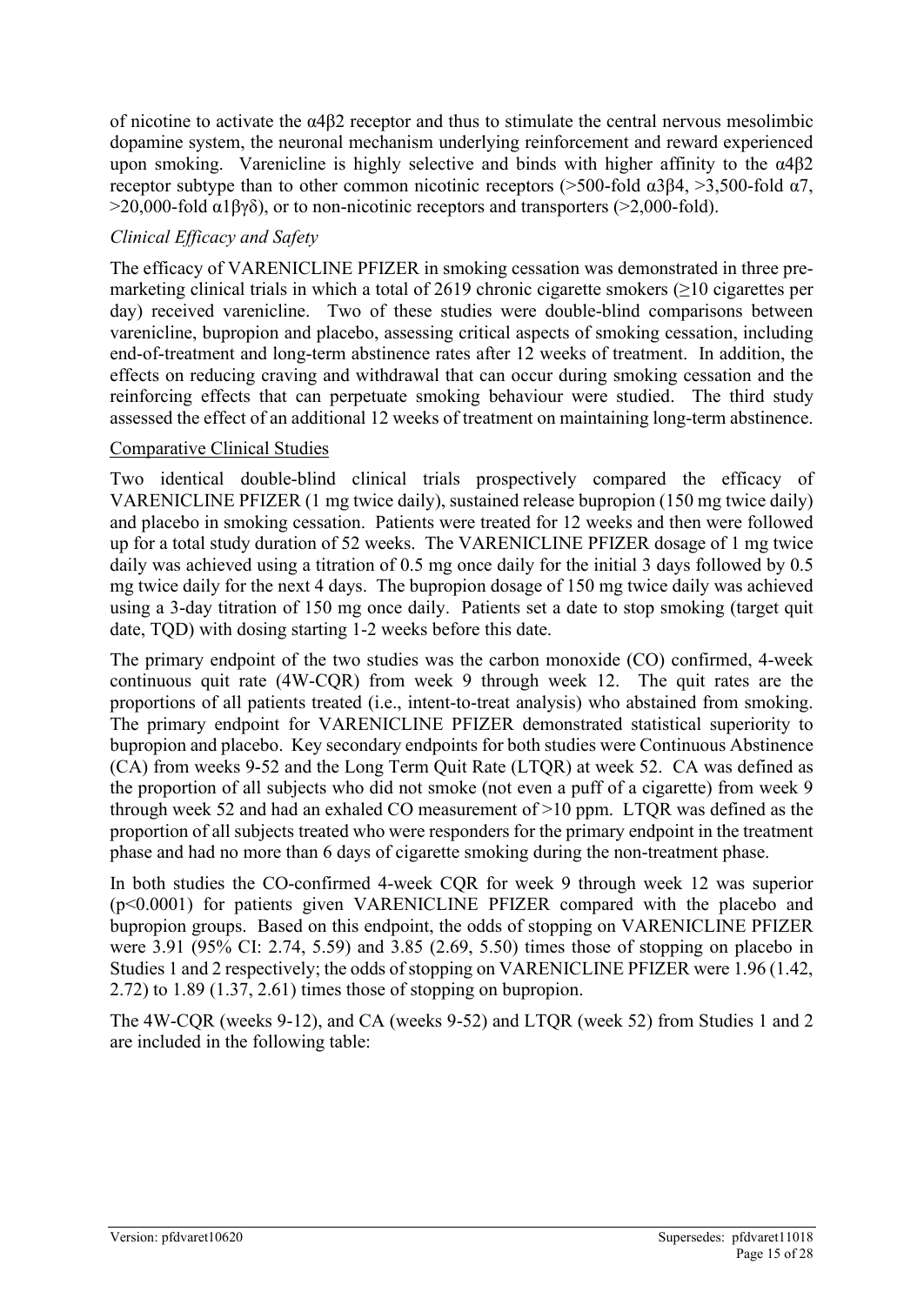of nicotine to activate the α4β2 receptor and thus to stimulate the central nervous mesolimbic dopamine system, the neuronal mechanism underlying reinforcement and reward experienced upon smoking. Varenicline is highly selective and binds with higher affinity to the α4β2 receptor subtype than to other common nicotinic receptors (>500-fold α3β4, >3,500-fold α7, >20,000-fold α1βγδ), or to non-nicotinic receptors and transporters (>2,000-fold).

*Clinical Efficacy and Safety*

The efficacy of VARENICLINE PFIZER in smoking cessation was demonstrated in three pre-marketing clinical trials in which a total of 2619 chronic cigarette smokers (≥10 cigarettes per day) received varenicline. Two of these studies were double-blind comparisons between varenicline, bupropion and placebo, assessing critical aspects of smoking cessation, including end-of-treatment and long-term abstinence rates after 12 weeks of treatment. In addition, the effects on reducing craving and withdrawal that can occur during smoking cessation and the reinforcing effects that can perpetuate smoking behaviour were studied. The third study assessed the effect of an additional 12 weeks of treatment on maintaining long-term abstinence.

Comparative Clinical Studies

Two identical double-blind clinical trials prospectively compared the efficacy of VARENICLINE PFIZER (1 mg twice daily), sustained release bupropion (150 mg twice daily) and placebo in smoking cessation. Patients were treated for 12 weeks and then were followed up for a total study duration of 52 weeks. The VARENICLINE PFIZER dosage of 1 mg twice daily was achieved using a titration of 0.5 mg once daily for the initial 3 days followed by 0.5 mg twice daily for the next 4 days. The bupropion dosage of 150 mg twice daily was achieved using a 3-day titration of 150 mg once daily. Patients set a date to stop smoking (target quit date, TQD) with dosing starting 1-2 weeks before this date.

The primary endpoint of the two studies was the carbon monoxide (CO) confirmed, 4-week continuous quit rate (4W-CQR) from week 9 through week 12. The quit rates are the proportions of all patients treated (i.e., intent-to-treat analysis) who abstained from smoking. The primary endpoint for VARENICLINE PFIZER demonstrated statistical superiority to bupropion and placebo. Key secondary endpoints for both studies were Continuous Abstinence (CA) from weeks 9-52 and the Long Term Quit Rate (LTQR) at week 52. CA was defined as the proportion of all subjects who did not smoke (not even a puff of a cigarette) from week 9 through week 52 and had an exhaled CO measurement of >10 ppm. LTQR was defined as the proportion of all subjects treated who were responders for the primary endpoint in the treatment phase and had no more than 6 days of cigarette smoking during the non-treatment phase.

In both studies the CO-confirmed 4-week CQR for week 9 through week 12 was superior ($p<0.0001$) for patients given VARENICLINE PFIZER compared with the placebo and bupropion groups. Based on this endpoint, the odds of stopping on VARENICLINE PFIZER were 3.91 (95% CI: 2.74, 5.59) and 3.85 (2.69, 5.50) times those of stopping on placebo in Studies 1 and 2 respectively; the odds of stopping on VARENICLINE PFIZER were 1.96 (1.42, 2.72) to 1.89 (1.37, 2.61) times those of stopping on bupropion.

The 4W-CQR (weeks 9-12), and CA (weeks 9-52) and LTQR (week 52) from Studies 1 and 2 are included in the following table: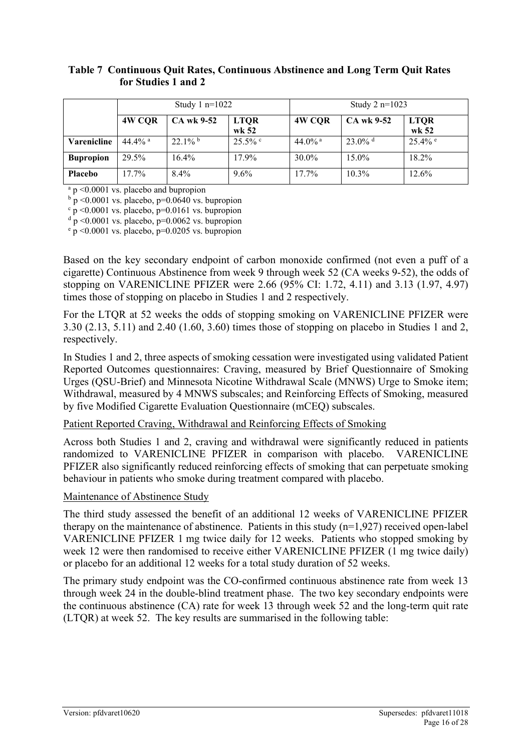**Table 7 Continuous Quit Rates, Continuous Abstinence and Long Term Quit Rates for Studies 1 and 2**

| | Study 1 n=1022 | | | Study 2 n=1023 | | |
|---|---|---|---|---|---|---|
| | **4W CQR** | **CA wk 9-52** | **LTQR wk 52** | **4W CQR** | **CA wk 9-52** | **LTQR wk 52** |
| **Varenicline** | 44.4% [a] | 22.1% [b] | 25.5% [c] | 44.0% [a] | 23.0% [d] | 25.4% [e] |
| **Bupropion** | 29.5% | 16.4% | 17.9% | 30.0% | 15.0% | 18.2% |
| **Placebo** | 17.7% | 8.4% | 9.6% | 17.7% | 10.3% | 12.6% |

[a] p <0.0001 vs. placebo and bupropion
[b] p <0.0001 vs. placebo, p=0.0640 vs. bupropion
[c] p <0.0001 vs. placebo, p=0.0161 vs. bupropion
[d] p <0.0001 vs. placebo, p=0.0062 vs. bupropion
[e] p <0.0001 vs. placebo, p=0.0205 vs. bupropion

Based on the key secondary endpoint of carbon monoxide confirmed (not even a puff of a cigarette) Continuous Abstinence from week 9 through week 52 (CA weeks 9-52), the odds of stopping on VARENICLINE PFIZER were 2.66 (95% CI: 1.72, 4.11) and 3.13 (1.97, 4.97) times those of stopping on placebo in Studies 1 and 2 respectively.

For the LTQR at 52 weeks the odds of stopping smoking on VARENICLINE PFIZER were 3.30 (2.13, 5.11) and 2.40 (1.60, 3.60) times those of stopping on placebo in Studies 1 and 2, respectively.

In Studies 1 and 2, three aspects of smoking cessation were investigated using validated Patient Reported Outcomes questionnaires: Craving, measured by Brief Questionnaire of Smoking Urges (QSU-Brief) and Minnesota Nicotine Withdrawal Scale (MNWS) Urge to Smoke item; Withdrawal, measured by 4 MNWS subscales; and Reinforcing Effects of Smoking, measured by five Modified Cigarette Evaluation Questionnaire (mCEQ) subscales.

Patient Reported Craving, Withdrawal and Reinforcing Effects of Smoking

Across both Studies 1 and 2, craving and withdrawal were significantly reduced in patients randomized to VARENICLINE PFIZER in comparison with placebo. VARENICLINE PFIZER also significantly reduced reinforcing effects of smoking that can perpetuate smoking behaviour in patients who smoke during treatment compared with placebo.

Maintenance of Abstinence Study

The third study assessed the benefit of an additional 12 weeks of VARENICLINE PFIZER therapy on the maintenance of abstinence. Patients in this study (n=1,927) received open-label VARENICLINE PFIZER 1 mg twice daily for 12 weeks. Patients who stopped smoking by week 12 were then randomised to receive either VARENICLINE PFIZER (1 mg twice daily) or placebo for an additional 12 weeks for a total study duration of 52 weeks.

The primary study endpoint was the CO-confirmed continuous abstinence rate from week 13 through week 24 in the double-blind treatment phase. The two key secondary endpoints were the continuous abstinence (CA) rate for week 13 through week 52 and the long-term quit rate (LTQR) at week 52. The key results are summarised in the following table: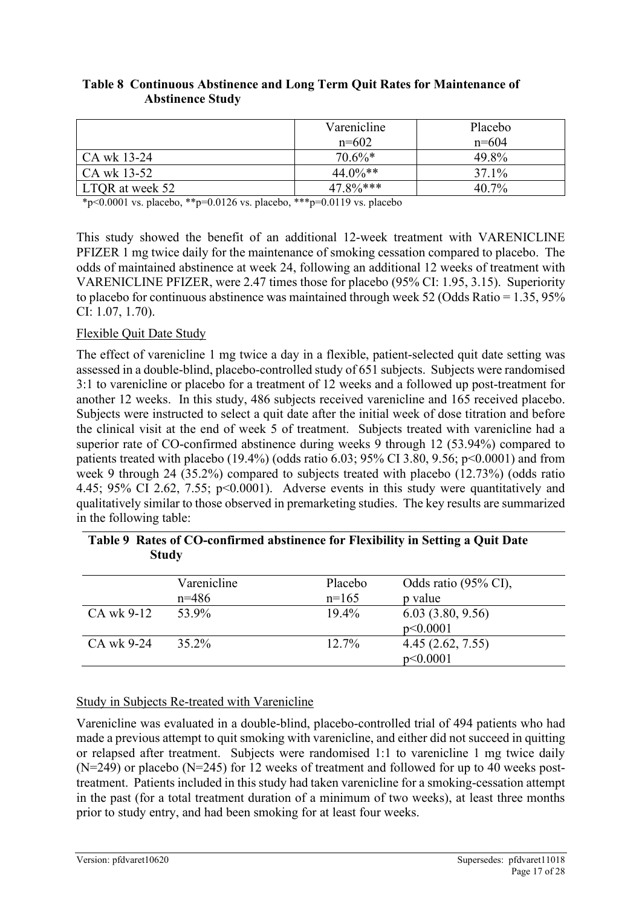**Table 8 Continuous Abstinence and Long Term Quit Rates for Maintenance of Abstinence Study**

| | Varenicline n=602 | Placebo n=604 |
|---|---|---|
| CA wk 13-24 | 70.6%* | 49.8% |
| CA wk 13-52 | 44.0%** | 37.1% |
| LTQR at week 52 | 47.8%*** | 40.7% |

*p<0.0001 vs. placebo, **p=0.0126 vs. placebo, ***p=0.0119 vs. placebo

This study showed the benefit of an additional 12-week treatment with VARENICLINE PFIZER 1 mg twice daily for the maintenance of smoking cessation compared to placebo. The odds of maintained abstinence at week 24, following an additional 12 weeks of treatment with VARENICLINE PFIZER, were 2.47 times those for placebo (95% CI: 1.95, 3.15). Superiority to placebo for continuous abstinence was maintained through week 52 (Odds Ratio = 1.35, 95% CI: 1.07, 1.70).

Flexible Quit Date Study

The effect of varenicline 1 mg twice a day in a flexible, patient-selected quit date setting was assessed in a double-blind, placebo-controlled study of 651 subjects. Subjects were randomised 3:1 to varenicline or placebo for a treatment of 12 weeks and a followed up post-treatment for another 12 weeks. In this study, 486 subjects received varenicline and 165 received placebo. Subjects were instructed to select a quit date after the initial week of dose titration and before the clinical visit at the end of week 5 of treatment. Subjects treated with varenicline had a superior rate of CO-confirmed abstinence during weeks 9 through 12 (53.94%) compared to patients treated with placebo (19.4%) (odds ratio 6.03; 95% CI 3.80, 9.56; p<0.0001) and from week 9 through 24 (35.2%) compared to subjects treated with placebo (12.73%) (odds ratio 4.45; 95% CI 2.62, 7.55; p<0.0001). Adverse events in this study were quantitatively and qualitatively similar to those observed in premarketing studies. The key results are summarized in the following table:

**Table 9 Rates of CO-confirmed abstinence for Flexibility in Setting a Quit Date Study**

| | Varenicline n=486 | Placebo n=165 | Odds ratio (95% CI), p value |
|---|---|---|---|
| CA wk 9-12 | 53.9% | 19.4% | 6.03 (3.80, 9.56) p<0.0001 |
| CA wk 9-24 | 35.2% | 12.7% | 4.45 (2.62, 7.55) p<0.0001 |

Study in Subjects Re-treated with Varenicline

Varenicline was evaluated in a double-blind, placebo-controlled trial of 494 patients who had made a previous attempt to quit smoking with varenicline, and either did not succeed in quitting or relapsed after treatment. Subjects were randomised 1:1 to varenicline 1 mg twice daily (N=249) or placebo (N=245) for 12 weeks of treatment and followed for up to 40 weeks post-treatment. Patients included in this study had taken varenicline for a smoking-cessation attempt in the past (for a total treatment duration of a minimum of two weeks), at least three months prior to study entry, and had been smoking for at least four weeks.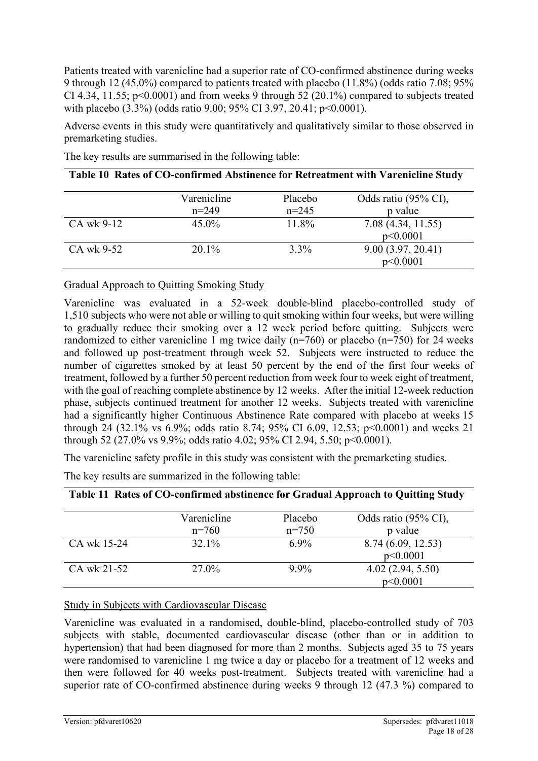Patients treated with varenicline had a superior rate of CO-confirmed abstinence during weeks 9 through 12 (45.0%) compared to patients treated with placebo (11.8%) (odds ratio 7.08; 95% CI 4.34, 11.55; $p<0.0001$) and from weeks 9 through 52 (20.1%) compared to subjects treated with placebo (3.3%) (odds ratio 9.00; 95% CI 3.97, 20.41; $p<0.0001$).

Adverse events in this study were quantitatively and qualitatively similar to those observed in premarketing studies.

The key results are summarised in the following table:

**Table 10 Rates of CO-confirmed Abstinence for Retreatment with Varenicline Study**

| | Varenicline n=249 | Placebo n=245 | Odds ratio (95% CI), p value |
|---|---|---|---|
| CA wk 9-12 | 45.0% | 11.8% | 7.08 (4.34, 11.55) $p<0.0001$ |
| CA wk 9-52 | 20.1% | 3.3% | 9.00 (3.97, 20.41) $p<0.0001$ |

Gradual Approach to Quitting Smoking Study

Varenicline was evaluated in a 52-week double-blind placebo-controlled study of 1,510 subjects who were not able or willing to quit smoking within four weeks, but were willing to gradually reduce their smoking over a 12 week period before quitting. Subjects were randomized to either varenicline 1 mg twice daily (n=760) or placebo (n=750) for 24 weeks and followed up post-treatment through week 52. Subjects were instructed to reduce the number of cigarettes smoked by at least 50 percent by the end of the first four weeks of treatment, followed by a further 50 percent reduction from week four to week eight of treatment, with the goal of reaching complete abstinence by 12 weeks. After the initial 12-week reduction phase, subjects continued treatment for another 12 weeks. Subjects treated with varenicline had a significantly higher Continuous Abstinence Rate compared with placebo at weeks 15 through 24 (32.1% vs 6.9%; odds ratio 8.74; 95% CI 6.09, 12.53; $p<0.0001$) and weeks 21 through 52 (27.0% vs 9.9%; odds ratio 4.02; 95% CI 2.94, 5.50; $p<0.0001$).

The varenicline safety profile in this study was consistent with the premarketing studies.

The key results are summarized in the following table:

**Table 11 Rates of CO-confirmed abstinence for Gradual Approach to Quitting Study**

| | Varenicline n=760 | Placebo n=750 | Odds ratio (95% CI), p value |
|---|---|---|---|
| CA wk 15-24 | 32.1% | 6.9% | 8.74 (6.09, 12.53) $p<0.0001$ |
| CA wk 21-52 | 27.0% | 9.9% | 4.02 (2.94, 5.50) $p<0.0001$ |

Study in Subjects with Cardiovascular Disease

Varenicline was evaluated in a randomised, double-blind, placebo-controlled study of 703 subjects with stable, documented cardiovascular disease (other than or in addition to hypertension) that had been diagnosed for more than 2 months. Subjects aged 35 to 75 years were randomised to varenicline 1 mg twice a day or placebo for a treatment of 12 weeks and then were followed for 40 weeks post-treatment. Subjects treated with varenicline had a superior rate of CO-confirmed abstinence during weeks 9 through 12 (47.3 %) compared to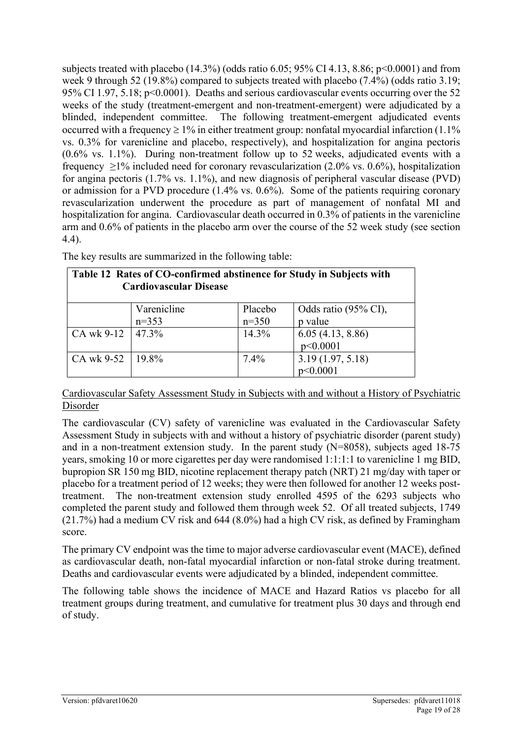subjects treated with placebo (14.3%) (odds ratio 6.05; 95% CI 4.13, 8.86; $p<0.0001$) and from week 9 through 52 (19.8%) compared to subjects treated with placebo (7.4%) (odds ratio 3.19; 95% CI 1.97, 5.18; $p<0.0001$). Deaths and serious cardiovascular events occurring over the 52 weeks of the study (treatment-emergent and non-treatment-emergent) were adjudicated by a blinded, independent committee. The following treatment-emergent adjudicated events occurred with a frequency $\geq 1\%$ in either treatment group: nonfatal myocardial infarction (1.1% vs. 0.3% for varenicline and placebo, respectively), and hospitalization for angina pectoris (0.6% vs. 1.1%). During non-treatment follow up to 52 weeks, adjudicated events with a frequency $\geq 1\%$ included need for coronary revascularization (2.0% vs. 0.6%), hospitalization for angina pectoris (1.7% vs. 1.1%), and new diagnosis of peripheral vascular disease (PVD) or admission for a PVD procedure (1.4% vs. 0.6%). Some of the patients requiring coronary revascularization underwent the procedure as part of management of nonfatal MI and hospitalization for angina. Cardiovascular death occurred in 0.3% of patients in the varenicline arm and 0.6% of patients in the placebo arm over the course of the 52 week study (see section 4.4).

The key results are summarized in the following table:

**Table 12 Rates of CO-confirmed abstinence for Study in Subjects with Cardiovascular Disease**

| | Varenicline n=353 | Placebo n=350 | Odds ratio (95% CI), p value |
|---|---|---|---|
| CA wk 9-12 | 47.3% | 14.3% | 6.05 (4.13, 8.86) $p<0.0001$ |
| CA wk 9-52 | 19.8% | 7.4% | 3.19 (1.97, 5.18) $p<0.0001$ |

<u>Cardiovascular Safety Assessment Study in Subjects with and without a History of Psychiatric Disorder</u>

The cardiovascular (CV) safety of varenicline was evaluated in the Cardiovascular Safety Assessment Study in subjects with and without a history of psychiatric disorder (parent study) and in a non-treatment extension study. In the parent study (N=8058), subjects aged 18-75 years, smoking 10 or more cigarettes per day were randomised 1:1:1:1 to varenicline 1 mg BID, bupropion SR 150 mg BID, nicotine replacement therapy patch (NRT) 21 mg/day with taper or placebo for a treatment period of 12 weeks; they were then followed for another 12 weeks post-treatment. The non-treatment extension study enrolled 4595 of the 6293 subjects who completed the parent study and followed them through week 52. Of all treated subjects, 1749 (21.7%) had a medium CV risk and 644 (8.0%) had a high CV risk, as defined by Framingham score.

The primary CV endpoint was the time to major adverse cardiovascular event (MACE), defined as cardiovascular death, non-fatal myocardial infarction or non-fatal stroke during treatment. Deaths and cardiovascular events were adjudicated by a blinded, independent committee.

The following table shows the incidence of MACE and Hazard Ratios vs placebo for all treatment groups during treatment, and cumulative for treatment plus 30 days and through end of study.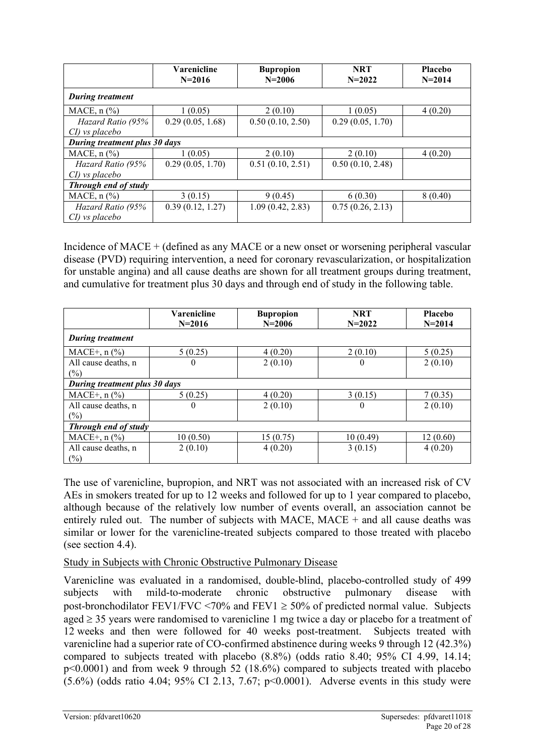| | Varenicline N=2016 | Bupropion N=2006 | NRT N=2022 | Placebo N=2014 |
|---|---|---|---|---|
| ***During treatment*** | | | | |
| MACE, n (%) | 1 (0.05) | 2 (0.10) | 1 (0.05) | 4 (0.20) |
| *Hazard Ratio (95% CI) vs placebo* | 0.29 (0.05, 1.68) | 0.50 (0.10, 2.50) | 0.29 (0.05, 1.70) | |
| ***During treatment plus 30 days*** | | | | |
| MACE, n (%) | 1 (0.05) | 2 (0.10) | 2 (0.10) | 4 (0.20) |
| *Hazard Ratio (95% CI) vs placebo* | 0.29 (0.05, 1.70) | 0.51 (0.10, 2.51) | 0.50 (0.10, 2.48) | |
| ***Through end of study*** | | | | |
| MACE, n (%) | 3 (0.15) | 9 (0.45) | 6 (0.30) | 8 (0.40) |
| *Hazard Ratio (95% CI) vs placebo* | 0.39 (0.12, 1.27) | 1.09 (0.42, 2.83) | 0.75 (0.26, 2.13) | |

Incidence of MACE + (defined as any MACE or a new onset or worsening peripheral vascular disease (PVD) requiring intervention, a need for coronary revascularization, or hospitalization for unstable angina) and all cause deaths are shown for all treatment groups during treatment, and cumulative for treatment plus 30 days and through end of study in the following table.

| | Varenicline N=2016 | Bupropion N=2006 | NRT N=2022 | Placebo N=2014 |
|---|---|---|---|---|
| ***During treatment*** | | | | |
| MACE+, n (%) | 5 (0.25) | 4 (0.20) | 2 (0.10) | 5 (0.25) |
| All cause deaths, n (%) | 0 | 2 (0.10) | 0 | 2 (0.10) |
| ***During treatment plus 30 days*** | | | | |
| MACE+, n (%) | 5 (0.25) | 4 (0.20) | 3 (0.15) | 7 (0.35) |
| All cause deaths, n (%) | 0 | 2 (0.10) | 0 | 2 (0.10) |
| ***Through end of study*** | | | | |
| MACE+, n (%) | 10 (0.50) | 15 (0.75) | 10 (0.49) | 12 (0.60) |
| All cause deaths, n (%) | 2 (0.10) | 4 (0.20) | 3 (0.15) | 4 (0.20) |

The use of varenicline, bupropion, and NRT was not associated with an increased risk of CV AEs in smokers treated for up to 12 weeks and followed for up to 1 year compared to placebo, although because of the relatively low number of events overall, an association cannot be entirely ruled out. The number of subjects with MACE, MACE + and all cause deaths was similar or lower for the varenicline-treated subjects compared to those treated with placebo (see section 4.4).

Study in Subjects with Chronic Obstructive Pulmonary Disease

Varenicline was evaluated in a randomised, double-blind, placebo-controlled study of 499 subjects with mild-to-moderate chronic obstructive pulmonary disease with post-bronchodilator FEV1/FVC <70% and FEV1 ≥ 50% of predicted normal value. Subjects aged ≥ 35 years were randomised to varenicline 1 mg twice a day or placebo for a treatment of 12 weeks and then were followed for 40 weeks post-treatment. Subjects treated with varenicline had a superior rate of CO-confirmed abstinence during weeks 9 through 12 (42.3%) compared to subjects treated with placebo (8.8%) (odds ratio 8.40; 95% CI 4.99, 14.14; $p<0.0001$) and from week 9 through 52 (18.6%) compared to subjects treated with placebo (5.6%) (odds ratio 4.04; 95% CI 2.13, 7.67; $p<0.0001$). Adverse events in this study were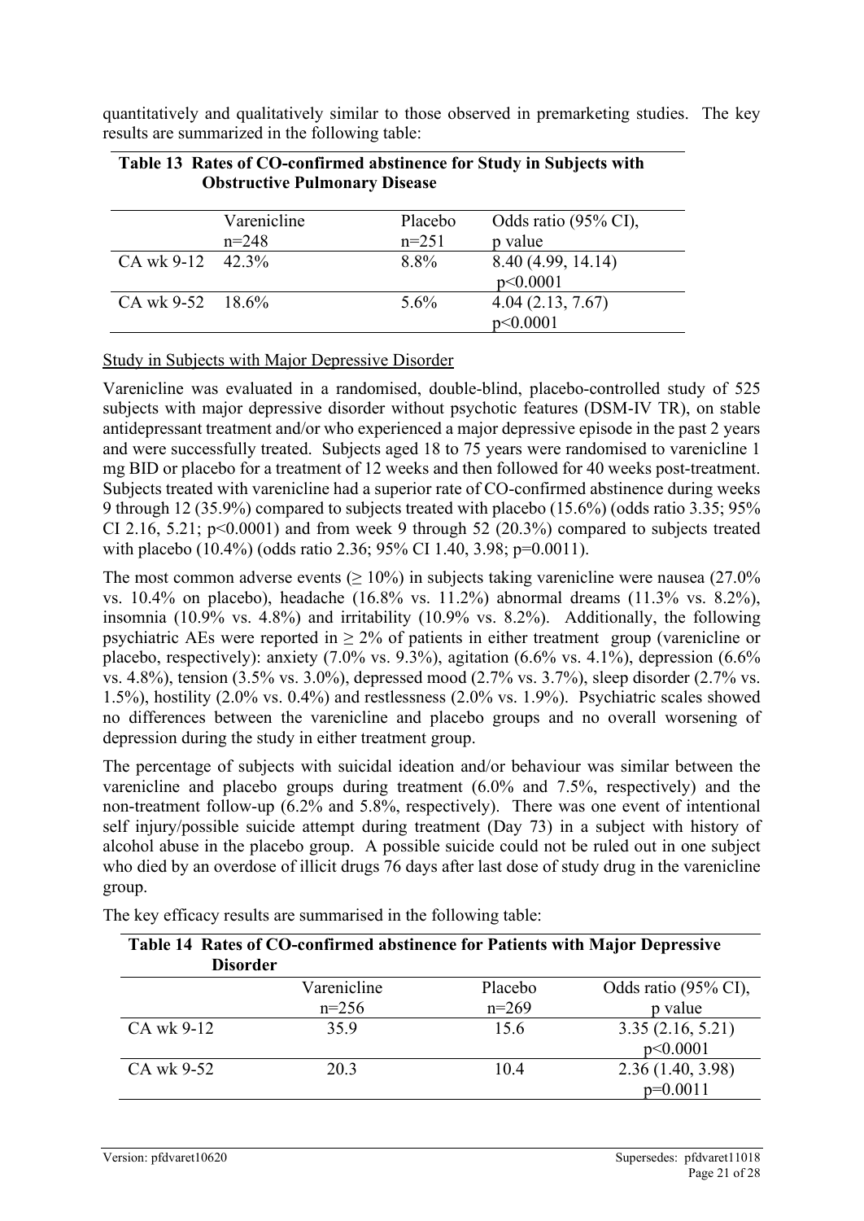quantitatively and qualitatively similar to those observed in premarketing studies. The key results are summarized in the following table:

**Table 13 Rates of CO-confirmed abstinence for Study in Subjects with Obstructive Pulmonary Disease**

| | Varenicline n=248 | Placebo n=251 | Odds ratio (95% CI), p value |
|---|---|---|---|
| CA wk 9-12 | 42.3% | 8.8% | 8.40 (4.99, 14.14) p<0.0001 |
| CA wk 9-52 | 18.6% | 5.6% | 4.04 (2.13, 7.67) p<0.0001 |

Study in Subjects with Major Depressive Disorder

Varenicline was evaluated in a randomised, double-blind, placebo-controlled study of 525 subjects with major depressive disorder without psychotic features (DSM-IV TR), on stable antidepressant treatment and/or who experienced a major depressive episode in the past 2 years and were successfully treated. Subjects aged 18 to 75 years were randomised to varenicline 1 mg BID or placebo for a treatment of 12 weeks and then followed for 40 weeks post-treatment. Subjects treated with varenicline had a superior rate of CO-confirmed abstinence during weeks 9 through 12 (35.9%) compared to subjects treated with placebo (15.6%) (odds ratio 3.35; 95% CI 2.16, 5.21; p<0.0001) and from week 9 through 52 (20.3%) compared to subjects treated with placebo (10.4%) (odds ratio 2.36; 95% CI 1.40, 3.98; p=0.0011).

The most common adverse events (≥ 10%) in subjects taking varenicline were nausea (27.0% vs. 10.4% on placebo), headache (16.8% vs. 11.2%) abnormal dreams (11.3% vs. 8.2%), insomnia (10.9% vs. 4.8%) and irritability (10.9% vs. 8.2%). Additionally, the following psychiatric AEs were reported in ≥ 2% of patients in either treatment group (varenicline or placebo, respectively): anxiety (7.0% vs. 9.3%), agitation (6.6% vs. 4.1%), depression (6.6% vs. 4.8%), tension (3.5% vs. 3.0%), depressed mood (2.7% vs. 3.7%), sleep disorder (2.7% vs. 1.5%), hostility (2.0% vs. 0.4%) and restlessness (2.0% vs. 1.9%). Psychiatric scales showed no differences between the varenicline and placebo groups and no overall worsening of depression during the study in either treatment group.

The percentage of subjects with suicidal ideation and/or behaviour was similar between the varenicline and placebo groups during treatment (6.0% and 7.5%, respectively) and the non-treatment follow-up (6.2% and 5.8%, respectively). There was one event of intentional self injury/possible suicide attempt during treatment (Day 73) in a subject with history of alcohol abuse in the placebo group. A possible suicide could not be ruled out in one subject who died by an overdose of illicit drugs 76 days after last dose of study drug in the varenicline group.

The key efficacy results are summarised in the following table:

**Table 14 Rates of CO-confirmed abstinence for Patients with Major Depressive Disorder**

| | Varenicline n=256 | Placebo n=269 | Odds ratio (95% CI), p value |
|---|---|---|---|
| CA wk 9-12 | 35.9 | 15.6 | 3.35 (2.16, 5.21) p<0.0001 |
| CA wk 9-52 | 20.3 | 10.4 | 2.36 (1.40, 3.98) p=0.0011 |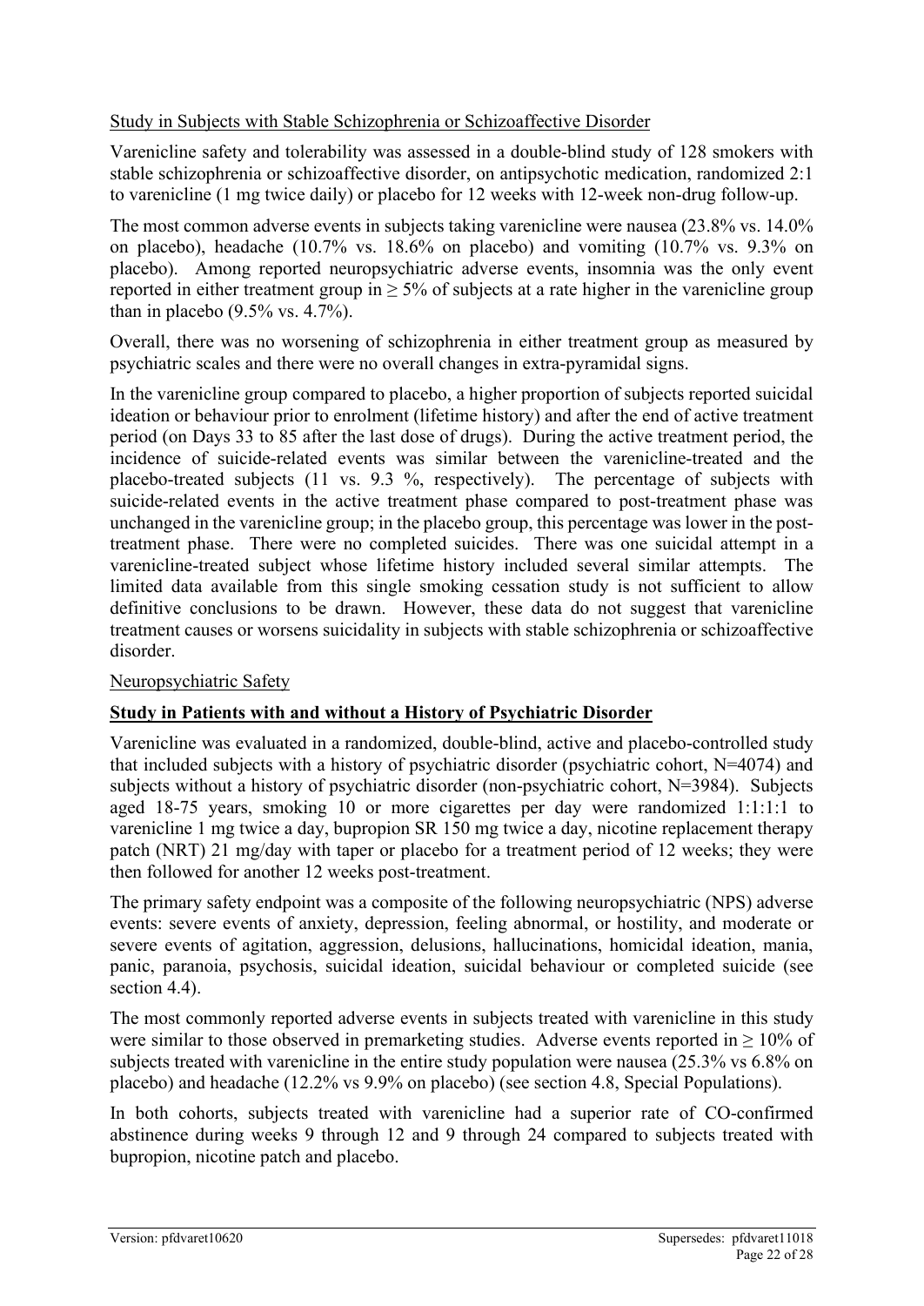Study in Subjects with Stable Schizophrenia or Schizoaffective Disorder

Varenicline safety and tolerability was assessed in a double-blind study of 128 smokers with stable schizophrenia or schizoaffective disorder, on antipsychotic medication, randomized 2:1 to varenicline (1 mg twice daily) or placebo for 12 weeks with 12-week non-drug follow-up.

The most common adverse events in subjects taking varenicline were nausea (23.8% vs. 14.0% on placebo), headache (10.7% vs. 18.6% on placebo) and vomiting (10.7% vs. 9.3% on placebo). Among reported neuropsychiatric adverse events, insomnia was the only event reported in either treatment group in ≥ 5% of subjects at a rate higher in the varenicline group than in placebo (9.5% vs. 4.7%).

Overall, there was no worsening of schizophrenia in either treatment group as measured by psychiatric scales and there were no overall changes in extra-pyramidal signs.

In the varenicline group compared to placebo, a higher proportion of subjects reported suicidal ideation or behaviour prior to enrolment (lifetime history) and after the end of active treatment period (on Days 33 to 85 after the last dose of drugs). During the active treatment period, the incidence of suicide-related events was similar between the varenicline-treated and the placebo-treated subjects (11 vs. 9.3 %, respectively). The percentage of subjects with suicide-related events in the active treatment phase compared to post-treatment phase was unchanged in the varenicline group; in the placebo group, this percentage was lower in the post-treatment phase. There were no completed suicides. There was one suicidal attempt in a varenicline-treated subject whose lifetime history included several similar attempts. The limited data available from this single smoking cessation study is not sufficient to allow definitive conclusions to be drawn. However, these data do not suggest that varenicline treatment causes or worsens suicidality in subjects with stable schizophrenia or schizoaffective disorder.

Neuropsychiatric Safety

**Study in Patients with and without a History of Psychiatric Disorder**

Varenicline was evaluated in a randomized, double-blind, active and placebo-controlled study that included subjects with a history of psychiatric disorder (psychiatric cohort, N=4074) and subjects without a history of psychiatric disorder (non-psychiatric cohort, N=3984). Subjects aged 18-75 years, smoking 10 or more cigarettes per day were randomized 1:1:1:1 to varenicline 1 mg twice a day, bupropion SR 150 mg twice a day, nicotine replacement therapy patch (NRT) 21 mg/day with taper or placebo for a treatment period of 12 weeks; they were then followed for another 12 weeks post-treatment.

The primary safety endpoint was a composite of the following neuropsychiatric (NPS) adverse events: severe events of anxiety, depression, feeling abnormal, or hostility, and moderate or severe events of agitation, aggression, delusions, hallucinations, homicidal ideation, mania, panic, paranoia, psychosis, suicidal ideation, suicidal behaviour or completed suicide (see section 4.4).

The most commonly reported adverse events in subjects treated with varenicline in this study were similar to those observed in premarketing studies. Adverse events reported in ≥ 10% of subjects treated with varenicline in the entire study population were nausea (25.3% vs 6.8% on placebo) and headache (12.2% vs 9.9% on placebo) (see section 4.8, Special Populations).

In both cohorts, subjects treated with varenicline had a superior rate of CO-confirmed abstinence during weeks 9 through 12 and 9 through 24 compared to subjects treated with bupropion, nicotine patch and placebo.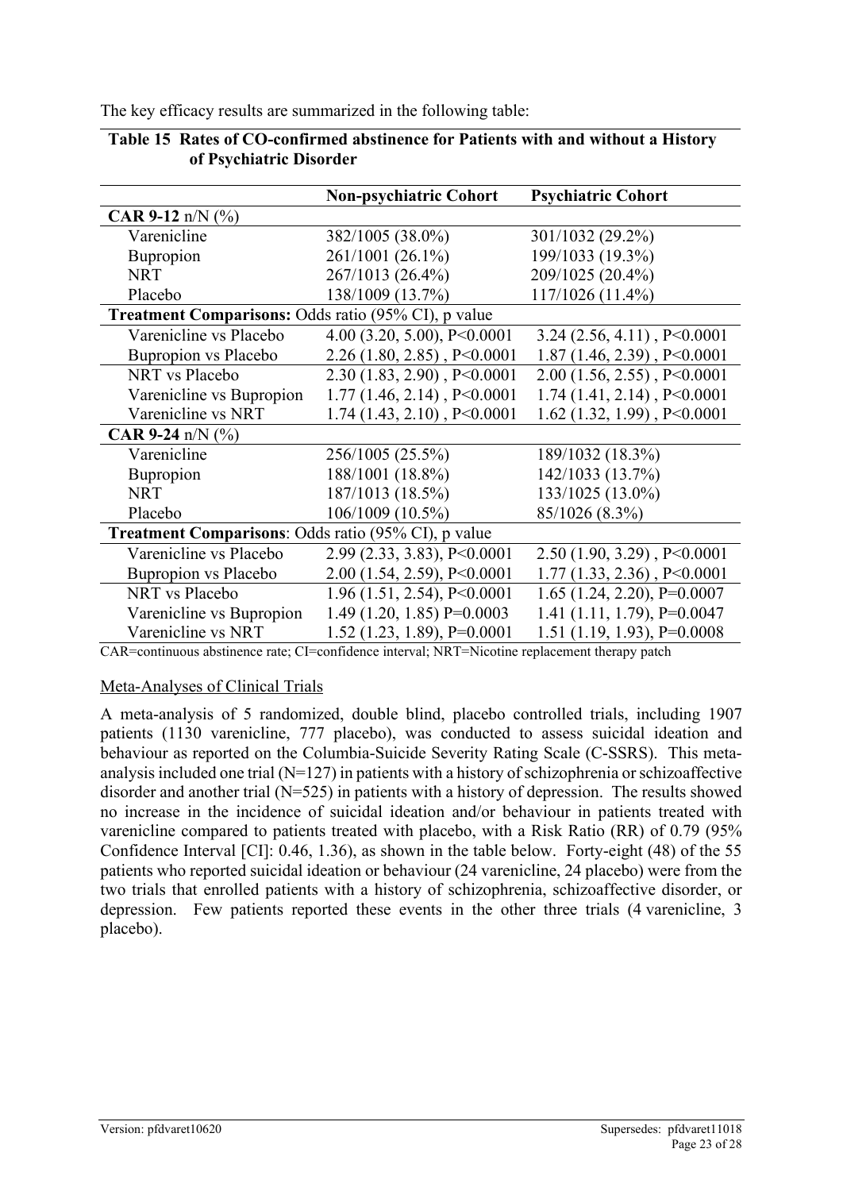The key efficacy results are summarized in the following table:

**Table 15 Rates of CO-confirmed abstinence for Patients with and without a History of Psychiatric Disorder**

| | **Non-psychiatric Cohort** | **Psychiatric Cohort** |
|---|---|---|
| **CAR 9-12** n/N (%) | | |
| Varenicline | 382/1005 (38.0%) | 301/1032 (29.2%) |
| Bupropion | 261/1001 (26.1%) | 199/1033 (19.3%) |
| NRT | 267/1013 (26.4%) | 209/1025 (20.4%) |
| Placebo | 138/1009 (13.7%) | 117/1026 (11.4%) |
| **Treatment Comparisons:** Odds ratio (95% CI), p value | | |
| Varenicline vs Placebo | 4.00 (3.20, 5.00), P<0.0001 | 3.24 (2.56, 4.11) , P<0.0001 |
| Bupropion vs Placebo | 2.26 (1.80, 2.85) , P<0.0001 | 1.87 (1.46, 2.39) , P<0.0001 |
| NRT vs Placebo | 2.30 (1.83, 2.90) , P<0.0001 | 2.00 (1.56, 2.55) , P<0.0001 |
| Varenicline vs Bupropion | 1.77 (1.46, 2.14) , P<0.0001 | 1.74 (1.41, 2.14) , P<0.0001 |
| Varenicline vs NRT | 1.74 (1.43, 2.10) , P<0.0001 | 1.62 (1.32, 1.99) , P<0.0001 |
| **CAR 9-24** n/N (%) | | |
| Varenicline | 256/1005 (25.5%) | 189/1032 (18.3%) |
| Bupropion | 188/1001 (18.8%) | 142/1033 (13.7%) |
| NRT | 187/1013 (18.5%) | 133/1025 (13.0%) |
| Placebo | 106/1009 (10.5%) | 85/1026 (8.3%) |
| **Treatment Comparisons**: Odds ratio (95% CI), p value | | |
| Varenicline vs Placebo | 2.99 (2.33, 3.83), P<0.0001 | 2.50 (1.90, 3.29) , P<0.0001 |
| Bupropion vs Placebo | 2.00 (1.54, 2.59), P<0.0001 | 1.77 (1.33, 2.36) , P<0.0001 |
| NRT vs Placebo | 1.96 (1.51, 2.54), P<0.0001 | 1.65 (1.24, 2.20), P=0.0007 |
| Varenicline vs Bupropion | 1.49 (1.20, 1.85) P=0.0003 | 1.41 (1.11, 1.79), P=0.0047 |
| Varenicline vs NRT | 1.52 (1.23, 1.89), P=0.0001 | 1.51 (1.19, 1.93), P=0.0008 |

CAR=continuous abstinence rate; CI=confidence interval; NRT=Nicotine replacement therapy patch

Meta-Analyses of Clinical Trials

A meta-analysis of 5 randomized, double blind, placebo controlled trials, including 1907 patients (1130 varenicline, 777 placebo), was conducted to assess suicidal ideation and behaviour as reported on the Columbia-Suicide Severity Rating Scale (C-SSRS). This meta-analysis included one trial (N=127) in patients with a history of schizophrenia or schizoaffective disorder and another trial (N=525) in patients with a history of depression. The results showed no increase in the incidence of suicidal ideation and/or behaviour in patients treated with varenicline compared to patients treated with placebo, with a Risk Ratio (RR) of 0.79 (95% Confidence Interval [CI]: 0.46, 1.36), as shown in the table below. Forty-eight (48) of the 55 patients who reported suicidal ideation or behaviour (24 varenicline, 24 placebo) were from the two trials that enrolled patients with a history of schizophrenia, schizoaffective disorder, or depression. Few patients reported these events in the other three trials (4 varenicline, 3 placebo).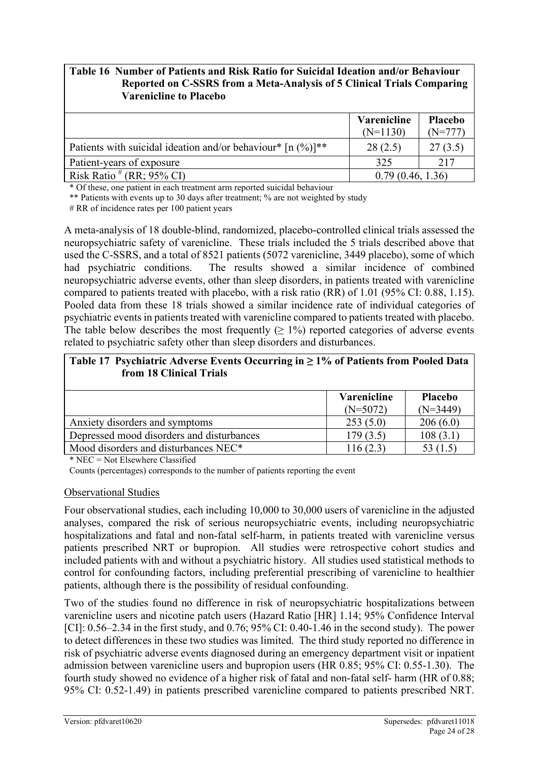**Table 16 Number of Patients and Risk Ratio for Suicidal Ideation and/or Behaviour Reported on C-SSRS from a Meta-Analysis of 5 Clinical Trials Comparing Varenicline to Placebo**

| | Varenicline (N=1130) | Placebo (N=777) |
|---|---|---|
| Patients with suicidal ideation and/or behaviour* [n (%)]** | 28 (2.5) | 27 (3.5) |
| Patient-years of exposure | 325 | 217 |
| Risk Ratio # (RR; 95% CI) | 0.79 (0.46, 1.36) | |

\* Of these, one patient in each treatment arm reported suicidal behaviour

** Patients with events up to 30 days after treatment; % are not weighted by study

\# RR of incidence rates per 100 patient years

A meta-analysis of 18 double-blind, randomized, placebo-controlled clinical trials assessed the neuropsychiatric safety of varenicline. These trials included the 5 trials described above that used the C-SSRS, and a total of 8521 patients (5072 varenicline, 3449 placebo), some of which had psychiatric conditions. The results showed a similar incidence of combined neuropsychiatric adverse events, other than sleep disorders, in patients treated with varenicline compared to patients treated with placebo, with a risk ratio (RR) of 1.01 (95% CI: 0.88, 1.15). Pooled data from these 18 trials showed a similar incidence rate of individual categories of psychiatric events in patients treated with varenicline compared to patients treated with placebo. The table below describes the most frequently (≥ 1%) reported categories of adverse events related to psychiatric safety other than sleep disorders and disturbances.

**Table 17 Psychiatric Adverse Events Occurring in ≥ 1% of Patients from Pooled Data from 18 Clinical Trials**

| | Varenicline (N=5072) | Placebo (N=3449) |
|---|---|---|
| Anxiety disorders and symptoms | 253 (5.0) | 206 (6.0) |
| Depressed mood disorders and disturbances | 179 (3.5) | 108 (3.1) |
| Mood disorders and disturbances NEC* | 116 (2.3) | 53 (1.5) |

\* NEC = Not Elsewhere Classified

Counts (percentages) corresponds to the number of patients reporting the event

Observational Studies

Four observational studies, each including 10,000 to 30,000 users of varenicline in the adjusted analyses, compared the risk of serious neuropsychiatric events, including neuropsychiatric hospitalizations and fatal and non-fatal self-harm, in patients treated with varenicline versus patients prescribed NRT or bupropion. All studies were retrospective cohort studies and included patients with and without a psychiatric history. All studies used statistical methods to control for confounding factors, including preferential prescribing of varenicline to healthier patients, although there is the possibility of residual confounding.

Two of the studies found no difference in risk of neuropsychiatric hospitalizations between varenicline users and nicotine patch users (Hazard Ratio [HR] 1.14; 95% Confidence Interval [CI]: 0.56–2.34 in the first study, and 0.76; 95% CI: 0.40-1.46 in the second study). The power to detect differences in these two studies was limited. The third study reported no difference in risk of psychiatric adverse events diagnosed during an emergency department visit or inpatient admission between varenicline users and bupropion users (HR 0.85; 95% CI: 0.55-1.30). The fourth study showed no evidence of a higher risk of fatal and non-fatal self- harm (HR of 0.88; 95% CI: 0.52-1.49) in patients prescribed varenicline compared to patients prescribed NRT.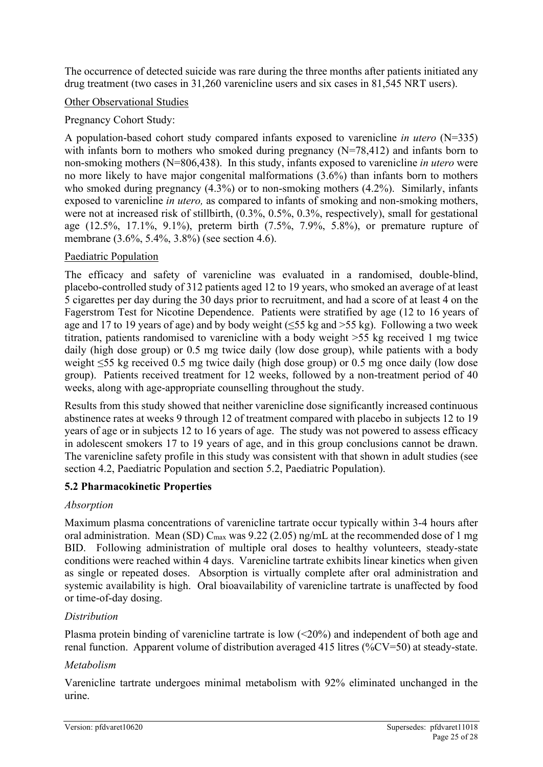The occurrence of detected suicide was rare during the three months after patients initiated any drug treatment (two cases in 31,260 varenicline users and six cases in 81,545 NRT users).

Other Observational Studies

Pregnancy Cohort Study:

A population-based cohort study compared infants exposed to varenicline *in utero* (N=335) with infants born to mothers who smoked during pregnancy (N=78,412) and infants born to non-smoking mothers (N=806,438). In this study, infants exposed to varenicline *in utero* were no more likely to have major congenital malformations (3.6%) than infants born to mothers who smoked during pregnancy (4.3%) or to non-smoking mothers (4.2%). Similarly, infants exposed to varenicline *in utero,* as compared to infants of smoking and non-smoking mothers, were not at increased risk of stillbirth, (0.3%, 0.5%, 0.3%, respectively), small for gestational age (12.5%, 17.1%, 9.1%), preterm birth (7.5%, 7.9%, 5.8%), or premature rupture of membrane (3.6%, 5.4%, 3.8%) (see section 4.6).

Paediatric Population

The efficacy and safety of varenicline was evaluated in a randomised, double-blind, placebo-controlled study of 312 patients aged 12 to 19 years, who smoked an average of at least 5 cigarettes per day during the 30 days prior to recruitment, and had a score of at least 4 on the Fagerstrom Test for Nicotine Dependence. Patients were stratified by age (12 to 16 years of age and 17 to 19 years of age) and by body weight (≤55 kg and >55 kg). Following a two week titration, patients randomised to varenicline with a body weight >55 kg received 1 mg twice daily (high dose group) or 0.5 mg twice daily (low dose group), while patients with a body weight ≤55 kg received 0.5 mg twice daily (high dose group) or 0.5 mg once daily (low dose group). Patients received treatment for 12 weeks, followed by a non-treatment period of 40 weeks, along with age-appropriate counselling throughout the study.

Results from this study showed that neither varenicline dose significantly increased continuous abstinence rates at weeks 9 through 12 of treatment compared with placebo in subjects 12 to 19 years of age or in subjects 12 to 16 years of age. The study was not powered to assess efficacy in adolescent smokers 17 to 19 years of age, and in this group conclusions cannot be drawn. The varenicline safety profile in this study was consistent with that shown in adult studies (see section 4.2, Paediatric Population and section 5.2, Paediatric Population).

## 5.2 Pharmacokinetic Properties

*Absorption*

Maximum plasma concentrations of varenicline tartrate occur typically within 3-4 hours after oral administration. Mean (SD) $C_{max}$ was 9.22 (2.05) ng/mL at the recommended dose of 1 mg BID. Following administration of multiple oral doses to healthy volunteers, steady-state conditions were reached within 4 days. Varenicline tartrate exhibits linear kinetics when given as single or repeated doses. Absorption is virtually complete after oral administration and systemic availability is high. Oral bioavailability of varenicline tartrate is unaffected by food or time-of-day dosing.

*Distribution*

Plasma protein binding of varenicline tartrate is low (<20%) and independent of both age and renal function. Apparent volume of distribution averaged 415 litres (%CV=50) at steady-state.

*Metabolism*

Varenicline tartrate undergoes minimal metabolism with 92% eliminated unchanged in the urine.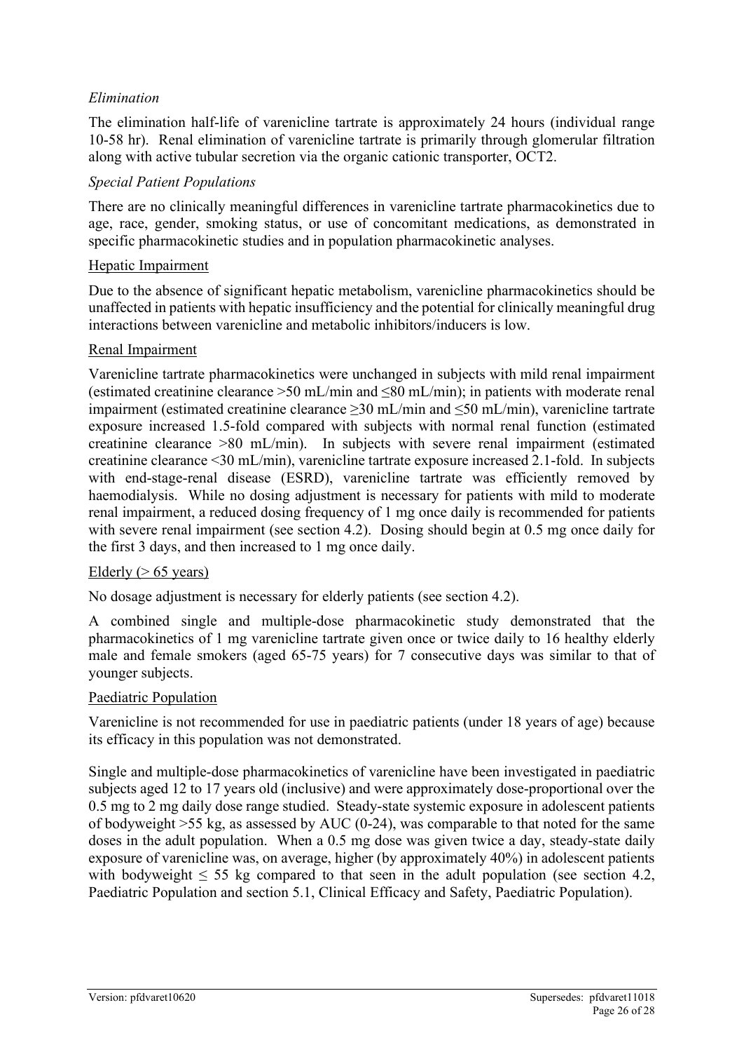*Elimination*

The elimination half-life of varenicline tartrate is approximately 24 hours (individual range 10-58 hr). Renal elimination of varenicline tartrate is primarily through glomerular filtration along with active tubular secretion via the organic cationic transporter, OCT2.

*Special Patient Populations*

There are no clinically meaningful differences in varenicline tartrate pharmacokinetics due to age, race, gender, smoking status, or use of concomitant medications, as demonstrated in specific pharmacokinetic studies and in population pharmacokinetic analyses.

<u>Hepatic Impairment</u>

Due to the absence of significant hepatic metabolism, varenicline pharmacokinetics should be unaffected in patients with hepatic insufficiency and the potential for clinically meaningful drug interactions between varenicline and metabolic inhibitors/inducers is low.

<u>Renal Impairment</u>

Varenicline tartrate pharmacokinetics were unchanged in subjects with mild renal impairment (estimated creatinine clearance >50 mL/min and ≤80 mL/min); in patients with moderate renal impairment (estimated creatinine clearance ≥30 mL/min and ≤50 mL/min), varenicline tartrate exposure increased 1.5-fold compared with subjects with normal renal function (estimated creatinine clearance >80 mL/min). In subjects with severe renal impairment (estimated creatinine clearance <30 mL/min), varenicline tartrate exposure increased 2.1-fold. In subjects with end-stage-renal disease (ESRD), varenicline tartrate was efficiently removed by haemodialysis. While no dosing adjustment is necessary for patients with mild to moderate renal impairment, a reduced dosing frequency of 1 mg once daily is recommended for patients with severe renal impairment (see section 4.2). Dosing should begin at 0.5 mg once daily for the first 3 days, and then increased to 1 mg once daily.

<u>Elderly (> 65 years)</u>

No dosage adjustment is necessary for elderly patients (see section 4.2).

A combined single and multiple-dose pharmacokinetic study demonstrated that the pharmacokinetics of 1 mg varenicline tartrate given once or twice daily to 16 healthy elderly male and female smokers (aged 65-75 years) for 7 consecutive days was similar to that of younger subjects.

<u>Paediatric Population</u>

Varenicline is not recommended for use in paediatric patients (under 18 years of age) because its efficacy in this population was not demonstrated.

Single and multiple-dose pharmacokinetics of varenicline have been investigated in paediatric subjects aged 12 to 17 years old (inclusive) and were approximately dose-proportional over the 0.5 mg to 2 mg daily dose range studied. Steady-state systemic exposure in adolescent patients of bodyweight >55 kg, as assessed by AUC (0-24), was comparable to that noted for the same doses in the adult population. When a 0.5 mg dose was given twice a day, steady-state daily exposure of varenicline was, on average, higher (by approximately 40%) in adolescent patients with bodyweight ≤ 55 kg compared to that seen in the adult population (see section 4.2, Paediatric Population and section 5.1, Clinical Efficacy and Safety, Paediatric Population).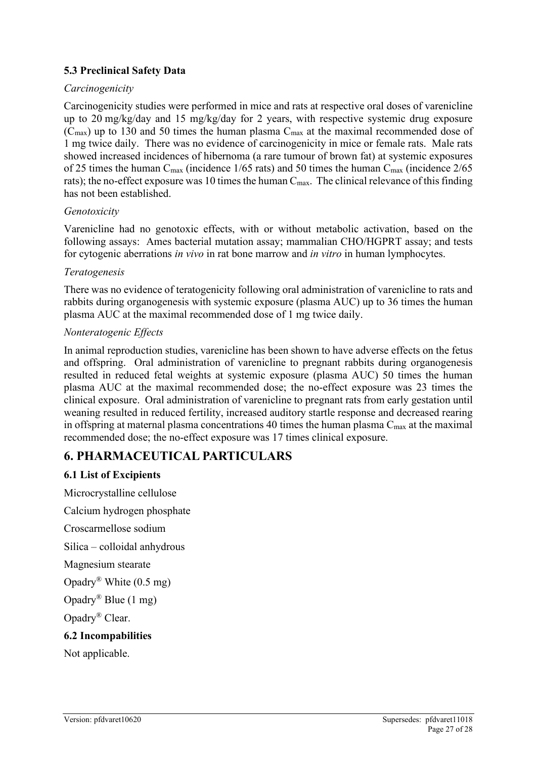### 5.3 Preclinical Safety Data

*Carcinogenicity*

Carcinogenicity studies were performed in mice and rats at respective oral doses of varenicline up to 20 mg/kg/day and 15 mg/kg/day for 2 years, with respective systemic drug exposure ($C_{max}$) up to 130 and 50 times the human plasma $C_{max}$ at the maximal recommended dose of 1 mg twice daily. There was no evidence of carcinogenicity in mice or female rats. Male rats showed increased incidences of hibernoma (a rare tumour of brown fat) at systemic exposures of 25 times the human $C_{max}$ (incidence 1/65 rats) and 50 times the human $C_{max}$ (incidence 2/65 rats); the no-effect exposure was 10 times the human $C_{max}$. The clinical relevance of this finding has not been established.

*Genotoxicity*

Varenicline had no genotoxic effects, with or without metabolic activation, based on the following assays: Ames bacterial mutation assay; mammalian CHO/HGPRT assay; and tests for cytogenic aberrations *in vivo* in rat bone marrow and *in vitro* in human lymphocytes.

*Teratogenesis*

There was no evidence of teratogenicity following oral administration of varenicline to rats and rabbits during organogenesis with systemic exposure (plasma AUC) up to 36 times the human plasma AUC at the maximal recommended dose of 1 mg twice daily.

*Nonteratogenic Effects*

In animal reproduction studies, varenicline has been shown to have adverse effects on the fetus and offspring. Oral administration of varenicline to pregnant rabbits during organogenesis resulted in reduced fetal weights at systemic exposure (plasma AUC) 50 times the human plasma AUC at the maximal recommended dose; the no-effect exposure was 23 times the clinical exposure. Oral administration of varenicline to pregnant rats from early gestation until weaning resulted in reduced fertility, increased auditory startle response and decreased rearing in offspring at maternal plasma concentrations 40 times the human plasma $C_{max}$ at the maximal recommended dose; the no-effect exposure was 17 times clinical exposure.

## 6. PHARMACEUTICAL PARTICULARS

### 6.1 List of Excipients

Microcrystalline cellulose

Calcium hydrogen phosphate

Croscarmellose sodium

Silica – colloidal anhydrous

Magnesium stearate

Opadry® White (0.5 mg)

Opadry® Blue (1 mg)

Opadry® Clear.

### 6.2 Incompabilities

Not applicable.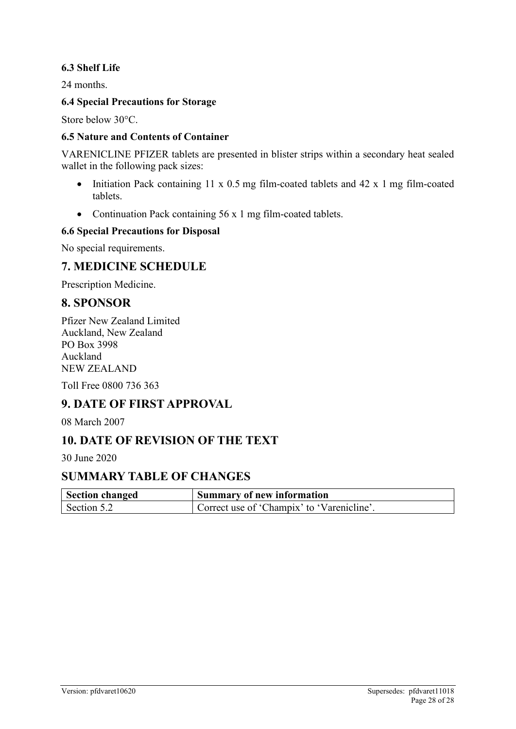### 6.3 Shelf Life

24 months.

### 6.4 Special Precautions for Storage

Store below 30°C.

### 6.5 Nature and Contents of Container

VARENICLINE PFIZER tablets are presented in blister strips within a secondary heat sealed wallet in the following pack sizes:

- Initiation Pack containing 11 x 0.5 mg film-coated tablets and 42 x 1 mg film-coated tablets.
- Continuation Pack containing 56 x 1 mg film-coated tablets.

### 6.6 Special Precautions for Disposal

No special requirements.

## 7. MEDICINE SCHEDULE

Prescription Medicine.

## 8. SPONSOR

Pfizer New Zealand Limited
Auckland, New Zealand
PO Box 3998
Auckland
NEW ZEALAND

Toll Free 0800 736 363

## 9. DATE OF FIRST APPROVAL

08 March 2007

## 10. DATE OF REVISION OF THE TEXT

30 June 2020

## SUMMARY TABLE OF CHANGES

| Section changed | Summary of new information |
|---|---|
| Section 5.2 | Correct use of 'Champix' to 'Varenicline'. |

Version: pfdvaret10620 Supersedes: pfdvaret11018